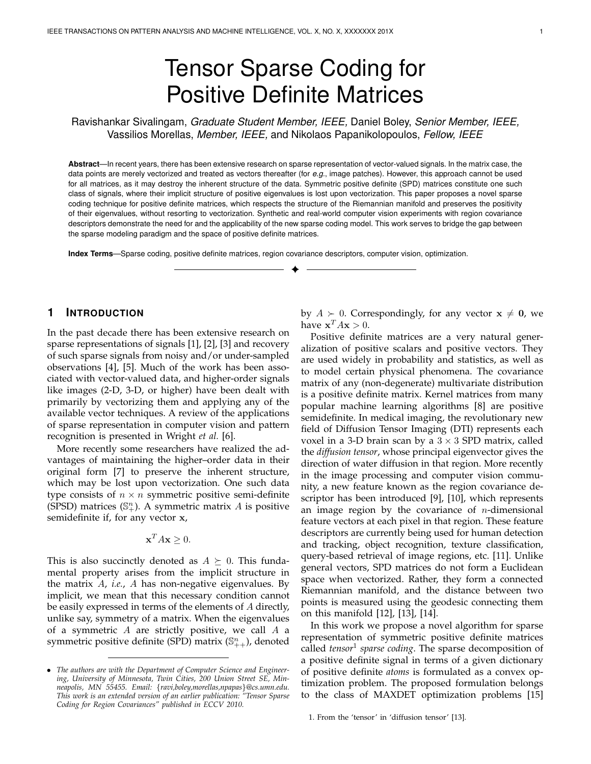# Tensor Sparse Coding for Positive Definite Matrices

Ravishankar Sivalingam, *Graduate Student Member, IEEE,* Daniel Boley, *Senior Member, IEEE,* Vassilios Morellas, *Member, IEEE,* and Nikolaos Papanikolopoulos, *Fellow, IEEE*

**Abstract**—In recent years, there has been extensive research on sparse representation of vector-valued signals. In the matrix case, the data points are merely vectorized and treated as vectors thereafter (for *e.g.*, image patches). However, this approach cannot be used for all matrices, as it may destroy the inherent structure of the data. Symmetric positive definite (SPD) matrices constitute one such class of signals, where their implicit structure of positive eigenvalues is lost upon vectorization. This paper proposes a novel sparse coding technique for positive definite matrices, which respects the structure of the Riemannian manifold and preserves the positivity of their eigenvalues, without resorting to vectorization. Synthetic and real-world computer vision experiments with region covariance descriptors demonstrate the need for and the applicability of the new sparse coding model. This work serves to bridge the gap between the sparse modeling paradigm and the space of positive definite matrices.

**Index Terms**—Sparse coding, positive definite matrices, region covariance descriptors, computer vision, optimization.

## 1 Introduction

In the past decade there has been extensive research on sparse representations of signals [1], [2], [3] and recovery of such sparse signals from noisy and/or under-sampled observations [4], [5]. Much of the work has been associated with vector-valued data, and higher-order signals like images (2-D, 3-D, or higher) have been dealt with primarily by vectorizing them and applying any of the available vector techniques. A review of the applications of sparse representation in computer vision and pattern recognition is presented in Wright *et al.* [6].

More recently some researchers have realized the advantages of maintaining the higher–order data in their original form [7] to preserve the inherent structure, which may be lost upon vectorization. One such data type consists of $n \times n$ symmetric positive semi-definite (SPSD) matrices ($\mathbb{S}^n_+$). A symmetric matrix $A$ is positive semidefinite if, for any vector $\mathbf{x}$,

$$\mathbf{x}^T A \mathbf{x} \geq 0.$$

This is also succinctly denoted as $A \succeq 0$. This fundamental property arises from the implicit structure in the matrix $A$, *i.e.*, $A$ has non-negative eigenvalues. By implicit, we mean that this necessary condition cannot be easily expressed in terms of the elements of $A$ directly, unlike say, symmetry of a matrix. When the eigenvalues of a symmetric $A$ are strictly positive, we call $A$ a symmetric positive definite (SPD) matrix ($\mathbb{S}^n_{++}$), denoted by $A \succ 0$. Correspondingly, for any vector $\mathbf{x} \neq \mathbf{0}$, we have $\mathbf{x}^T A \mathbf{x} > 0$.

Positive definite matrices are a very natural generalization of positive scalars and positive vectors. They are used widely in probability and statistics, as well as to model certain physical phenomena. The covariance matrix of any (non-degenerate) multivariate distribution is a positive definite matrix. Kernel matrices from many popular machine learning algorithms [8] are positive semidefinite. In medical imaging, the revolutionary new field of Diffusion Tensor Imaging (DTI) represents each voxel in a 3-D brain scan by a $3 \times 3$ SPD matrix, called the *diffusion tensor*, whose principal eigenvector gives the direction of water diffusion in that region. More recently in the image processing and computer vision community, a new feature known as the region covariance descriptor has been introduced [9], [10], which represents an image region by the covariance of $n$-dimensional feature vectors at each pixel in that region. These feature descriptors are currently being used for human detection and tracking, object recognition, texture classification, query-based retrieval of image regions, etc. [11]. Unlike general vectors, SPD matrices do not form a Euclidean space when vectorized. Rather, they form a connected Riemannian manifold, and the distance between two points is measured using the geodesic connecting them on this manifold [12], [13], [14].

In this work we propose a novel algorithm for sparse representation of symmetric positive definite matrices called *tensor*[1] *sparse coding*. The sparse decomposition of a positive definite signal in terms of a given dictionary of positive definite *atoms* is formulated as a convex optimization problem. The proposed formulation belongs to the class of MAXDET optimization problems [15]

- *The authors are with the Department of Computer Science and Engineering, University of Minnesota, Twin Cities, 200 Union Street SE, Minneapolis, MN 55455. Email: {ravi,boley,morellas,npapas}@cs.umn.edu. This work is an extended version of an earlier publication: "Tensor Sparse Coding for Region Covariances" published in ECCV 2010.*

1. From the 'tensor' in 'diffusion tensor' [13].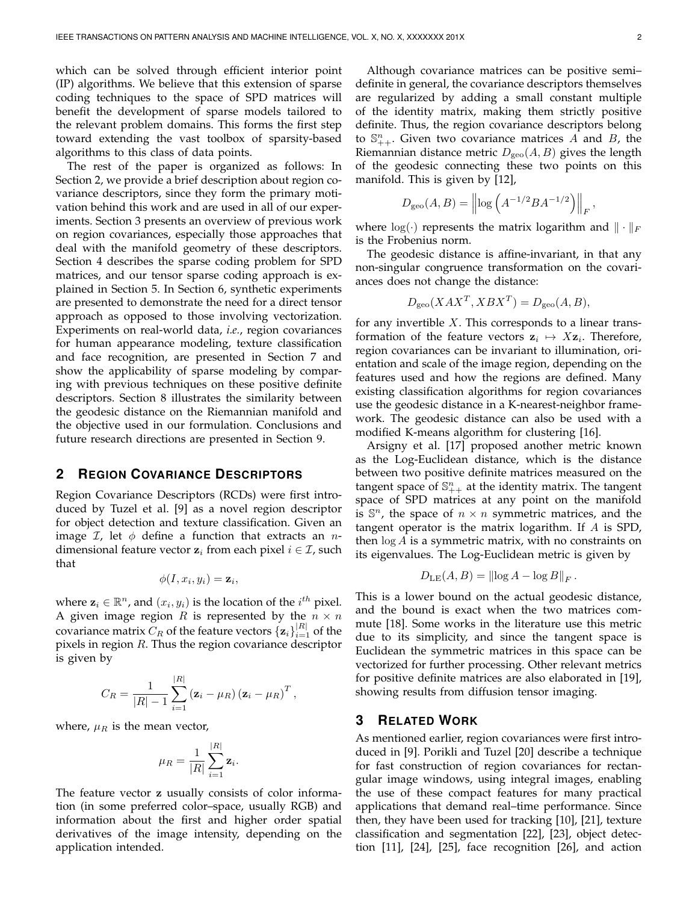which can be solved through efficient interior point (IP) algorithms. We believe that this extension of sparse coding techniques to the space of SPD matrices will benefit the development of sparse models tailored to the relevant problem domains. This forms the first step toward extending the vast toolbox of sparsity-based algorithms to this class of data points.

The rest of the paper is organized as follows: In Section 2, we provide a brief description about region covariance descriptors, since they form the primary motivation behind this work and are used in all of our experiments. Section 3 presents an overview of previous work on region covariances, especially those approaches that deal with the manifold geometry of these descriptors. Section 4 describes the sparse coding problem for SPD matrices, and our tensor sparse coding approach is explained in Section 5. In Section 6, synthetic experiments are presented to demonstrate the need for a direct tensor approach as opposed to those involving vectorization. Experiments on real-world data, *i.e.*, region covariances for human appearance modeling, texture classification and face recognition, are presented in Section 7 and show the applicability of sparse modeling by comparing with previous techniques on these positive definite descriptors. Section 8 illustrates the similarity between the geodesic distance on the Riemannian manifold and the objective used in our formulation. Conclusions and future research directions are presented in Section 9.

## 2 Region Covariance Descriptors

Region Covariance Descriptors (RCDs) were first introduced by Tuzel et al. [9] as a novel region descriptor for object detection and texture classification. Given an image $\mathcal{I}$, let $\phi$ define a function that extracts an $n$-dimensional feature vector $\mathbf{z}_i$ from each pixel $i \in \mathcal{I}$, such that

$$\phi(I, x_i, y_i) = \mathbf{z}_i,$$

where $\mathbf{z}_i \in \mathbb{R}^n$, and $(x_i, y_i)$ is the location of the $i^{th}$ pixel. A given image region $R$ is represented by the $n \times n$ covariance matrix $C_R$ of the feature vectors $\{\mathbf{z}_i\}_{i=1}^{|R|}$ of the pixels in region $R$. Thus the region covariance descriptor is given by

$$C_R = \frac{1}{|R|-1} \sum_{i=1}^{|R|} (\mathbf{z}_i - \mu_R)(\mathbf{z}_i - \mu_R)^T,$$

where, $\mu_R$ is the mean vector,

$$\mu_R = \frac{1}{|R|} \sum_{i=1}^{|R|} \mathbf{z}_i.$$

The feature vector $\mathbf{z}$ usually consists of color information (in some preferred color–space, usually RGB) and information about the first and higher order spatial derivatives of the image intensity, depending on the application intended.

Although covariance matrices can be positive semi–definite in general, the covariance descriptors themselves are regularized by adding a small constant multiple of the identity matrix, making them strictly positive definite. Thus, the region covariance descriptors belong to $\mathbb{S}^n_{++}$. Given two covariance matrices $A$ and $B$, the Riemannian distance metric $D_{\text{geo}}(A, B)$ gives the length of the geodesic connecting these two points on this manifold. This is given by [12],

$$D_{\text{geo}}(A, B) = \left\| \log \left( A^{-1/2} B A^{-1/2} \right) \right\|_F,$$

where $\log(\cdot)$ represents the matrix logarithm and $\| \cdot \|_F$ is the Frobenius norm.

The geodesic distance is affine-invariant, in that any non-singular congruence transformation on the covariances does not change the distance:

$$D_{\text{geo}}(XAX^T, XBX^T) = D_{\text{geo}}(A, B),$$

for any invertible $X$. This corresponds to a linear transformation of the feature vectors $\mathbf{z}_i \mapsto X\mathbf{z}_i$. Therefore, region covariances can be invariant to illumination, orientation and scale of the image region, depending on the features used and how the regions are defined. Many existing classification algorithms for region covariances use the geodesic distance in a K-nearest-neighbor framework. The geodesic distance can also be used with a modified K-means algorithm for clustering [16].

Arsigny et al. [17] proposed another metric known as the Log-Euclidean distance, which is the distance between two positive definite matrices measured on the tangent space of $\mathbb{S}^n_{++}$ at the identity matrix. The tangent space of SPD matrices at any point on the manifold is $\mathbb{S}^n$, the space of $n \times n$ symmetric matrices, and the tangent operator is the matrix logarithm. If $A$ is SPD, then $\log A$ is a symmetric matrix, with no constraints on its eigenvalues. The Log-Euclidean metric is given by

$$D_{\text{LE}}(A, B) = \|\log A - \log B\|_F.$$

This is a lower bound on the actual geodesic distance, and the bound is exact when the two matrices commute [18]. Some works in the literature use this metric due to its simplicity, and since the tangent space is Euclidean the symmetric matrices in this space can be vectorized for further processing. Other relevant metrics for positive definite matrices are also elaborated in [19], showing results from diffusion tensor imaging.

## 3 Related Work

As mentioned earlier, region covariances were first introduced in [9]. Porikli and Tuzel [20] describe a technique for fast construction of region covariances for rectangular image windows, using integral images, enabling the use of these compact features for many practical applications that demand real–time performance. Since then, they have been used for tracking [10], [21], texture classification and segmentation [22], [23], object detection [11], [24], [25], face recognition [26], and action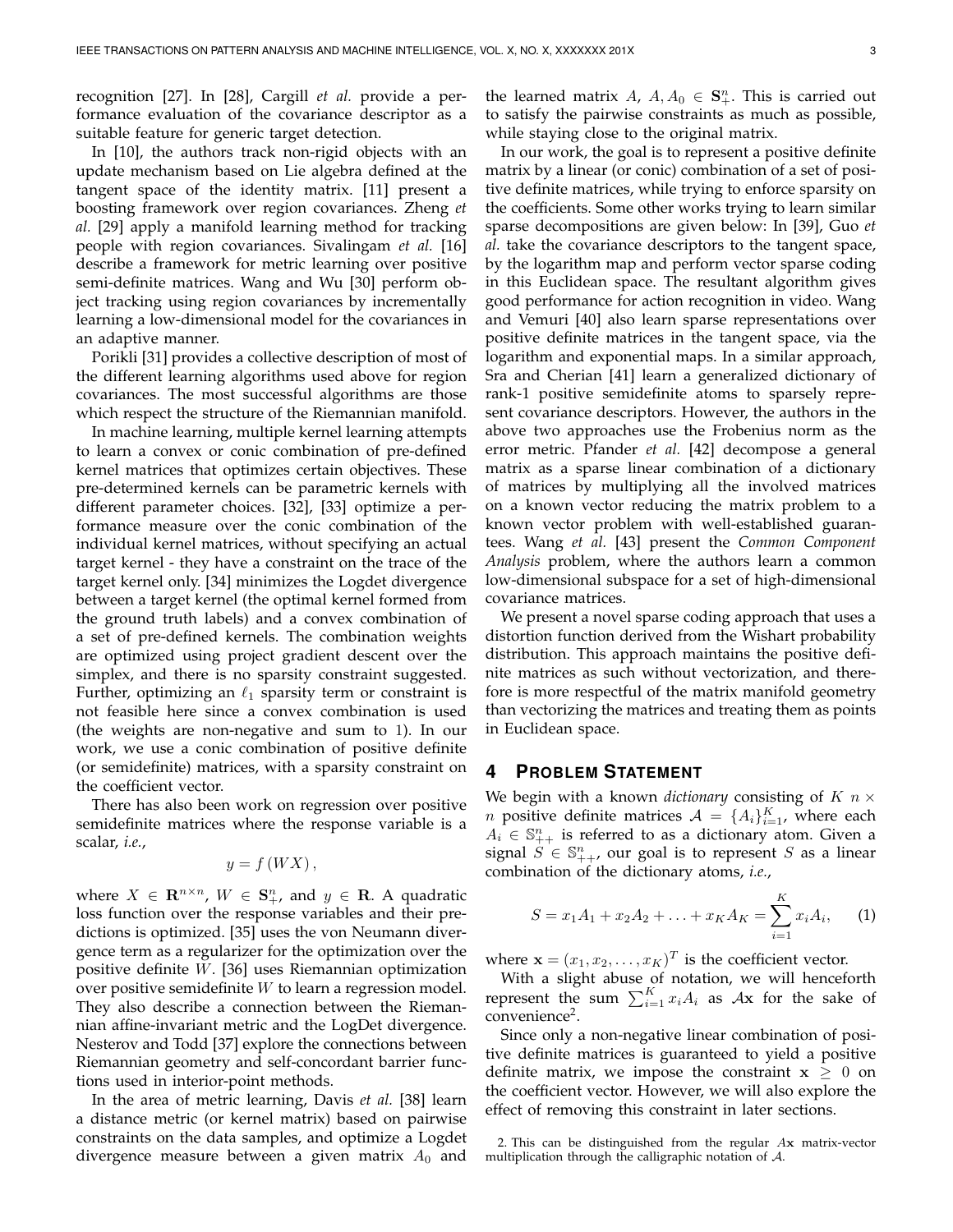recognition [27]. In [28], Cargill *et al.* provide a performance evaluation of the covariance descriptor as a suitable feature for generic target detection.

In [10], the authors track non-rigid objects with an update mechanism based on Lie algebra defined at the tangent space of the identity matrix. [11] present a boosting framework over region covariances. Zheng *et al.* [29] apply a manifold learning method for tracking people with region covariances. Sivalingam *et al.* [16] describe a framework for metric learning over positive semi-definite matrices. Wang and Wu [30] perform object tracking using region covariances by incrementally learning a low-dimensional model for the covariances in an adaptive manner.

Porikli [31] provides a collective description of most of the different learning algorithms used above for region covariances. The most successful algorithms are those which respect the structure of the Riemannian manifold.

In machine learning, multiple kernel learning attempts to learn a convex or conic combination of pre-defined kernel matrices that optimizes certain objectives. These pre-determined kernels can be parametric kernels with different parameter choices. [32], [33] optimize a performance measure over the conic combination of the individual kernel matrices, without specifying an actual target kernel - they have a constraint on the trace of the target kernel only. [34] minimizes the Logdet divergence between a target kernel (the optimal kernel formed from the ground truth labels) and a convex combination of a set of pre-defined kernels. The combination weights are optimized using project gradient descent over the simplex, and there is no sparsity constraint suggested. Further, optimizing an $\ell_1$ sparsity term or constraint is not feasible here since a convex combination is used (the weights are non-negative and sum to 1). In our work, we use a conic combination of positive definite (or semidefinite) matrices, with a sparsity constraint on the coefficient vector.

There has also been work on regression over positive semidefinite matrices where the response variable is a scalar, *i.e.*,

$$y = f\left(WX\right),$$

where $X \in \mathbf{R}^{n \times n}$, $W \in \mathbf{S}^n_+$, and $y \in \mathbf{R}$. A quadratic loss function over the response variables and their predictions is optimized. [35] uses the von Neumann divergence term as a regularizer for the optimization over the positive definite $W$. [36] uses Riemannian optimization over positive semidefinite $W$ to learn a regression model. They also describe a connection between the Riemannian affine-invariant metric and the LogDet divergence. Nesterov and Todd [37] explore the connections between Riemannian geometry and self-concordant barrier functions used in interior-point methods.

In the area of metric learning, Davis *et al.* [38] learn a distance metric (or kernel matrix) based on pairwise constraints on the data samples, and optimize a Logdet divergence measure between a given matrix $A_0$ and the learned matrix $A$, $A, A_0 \in \mathbf{S}^n_+$. This is carried out to satisfy the pairwise constraints as much as possible, while staying close to the original matrix.

In our work, the goal is to represent a positive definite matrix by a linear (or conic) combination of a set of positive definite matrices, while trying to enforce sparsity on the coefficients. Some other works trying to learn similar sparse decompositions are given below: In [39], Guo *et al.* take the covariance descriptors to the tangent space, by the logarithm map and perform vector sparse coding in this Euclidean space. The resultant algorithm gives good performance for action recognition in video. Wang and Vemuri [40] also learn sparse representations over positive definite matrices in the tangent space, via the logarithm and exponential maps. In a similar approach, Sra and Cherian [41] learn a generalized dictionary of rank-1 positive semidefinite atoms to sparsely represent covariance descriptors. However, the authors in the above two approaches use the Frobenius norm as the error metric. Pfander *et al.* [42] decompose a general matrix as a sparse linear combination of a dictionary of matrices by multiplying all the involved matrices on a known vector reducing the matrix problem to a known vector problem with well-established guarantees. Wang *et al.* [43] present the *Common Component Analysis* problem, where the authors learn a common low-dimensional subspace for a set of high-dimensional covariance matrices.

We present a novel sparse coding approach that uses a distortion function derived from the Wishart probability distribution. This approach maintains the positive definite matrices as such without vectorization, and therefore is more respectful of the matrix manifold geometry than vectorizing the matrices and treating them as points in Euclidean space.

## 4 Problem Statement

We begin with a known *dictionary* consisting of $K$ $n \times n$ positive definite matrices $\mathcal{A} = \{A_i\}_{i=1}^K$, where each $A_i \in \mathbb{S}^n_{++}$ is referred to as a dictionary atom. Given a signal $S \in \mathbb{S}^n_{++}$, our goal is to represent $S$ as a linear combination of the dictionary atoms, *i.e.*,

$$S = x_1 A_1 + x_2 A_2 + \ldots + x_K A_K = \sum_{i=1}^{K} x_i A_i, \qquad (1)$$

where $\mathbf{x} = (x_1, x_2, \ldots, x_K)^T$ is the coefficient vector.

With a slight abuse of notation, we will henceforth represent the sum $\sum_{i=1}^{K} x_i A_i$ as $\mathcal{A}\mathbf{x}$ for the sake of convenience[2].

Since only a non-negative linear combination of positive definite matrices is guaranteed to yield a positive definite matrix, we impose the constraint $\mathbf{x} \geq 0$ on the coefficient vector. However, we will also explore the effect of removing this constraint in later sections.

2. This can be distinguished from the regular $A\mathbf{x}$ matrix-vector multiplication through the calligraphic notation of $\mathcal{A}$.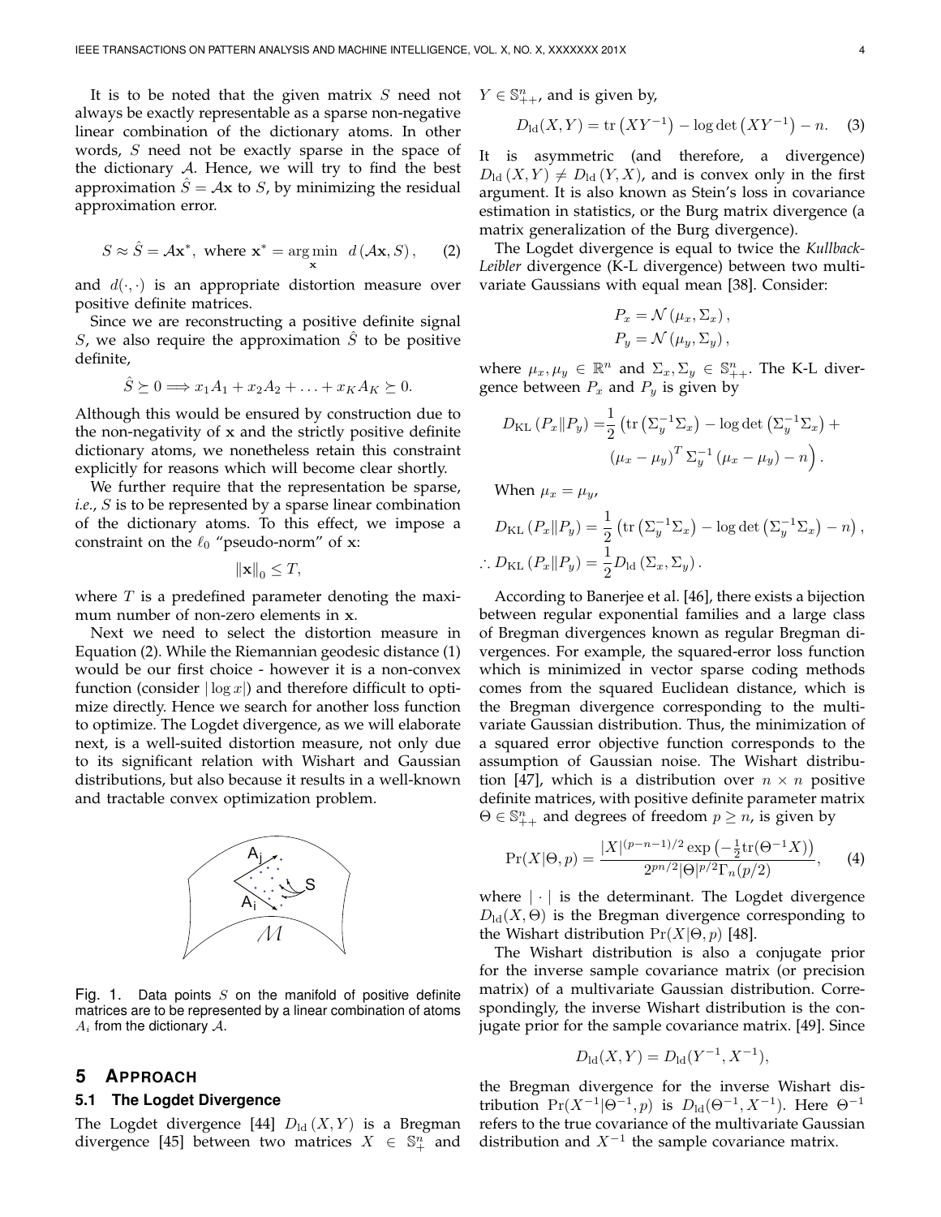It is to be noted that the given matrix $S$ need not always be exactly representable as a sparse non-negative linear combination of the dictionary atoms. In other words, $S$ need not be exactly sparse in the space of the dictionary $\mathcal{A}$. Hence, we will try to find the best approximation $\hat{S} = \mathcal{A}\mathbf{x}$ to $S$, by minimizing the residual approximation error.

$$S \approx \hat{S} = \mathcal{A}\mathbf{x}^*, \text{ where } \mathbf{x}^* = \underset{\mathbf{x}}{\arg\min} \;\; d(\mathcal{A}\mathbf{x}, S), \qquad (2)$$

and $d(\cdot,\cdot)$ is an appropriate distortion measure over positive definite matrices.

Since we are reconstructing a positive definite signal $S$, we also require the approximation $\hat{S}$ to be positive definite,

$$\hat{S} \succeq 0 \Longrightarrow x_1 A_1 + x_2 A_2 + \ldots + x_K A_K \succeq 0.$$

Although this would be ensured by construction due to the non-negativity of $\mathbf{x}$ and the strictly positive definite dictionary atoms, we nonetheless retain this constraint explicitly for reasons which will become clear shortly.

We further require that the representation be sparse, *i.e.*, $S$ is to be represented by a sparse linear combination of the dictionary atoms. To this effect, we impose a constraint on the $\ell_0$ "pseudo-norm" of $\mathbf{x}$:

$$\|\mathbf{x}\|_0 \leq T,$$

where $T$ is a predefined parameter denoting the maximum number of non-zero elements in $\mathbf{x}$.

Next we need to select the distortion measure in Equation (2). While the Riemannian geodesic distance (1) would be our first choice - however it is a non-convex function (consider $|\log x|$) and therefore difficult to optimize directly. Hence we search for another loss function to optimize. The Logdet divergence, as we will elaborate next, is a well-suited distortion measure, not only due to its significant relation with Wishart and Gaussian distributions, but also because it results in a well-known and tractable convex optimization problem.

Fig. 1. Data points $S$ on the manifold of positive definite matrices are to be represented by a linear combination of atoms $A_i$ from the dictionary $\mathcal{A}$.

## 5 Approach

### 5.1 The Logdet Divergence

The Logdet divergence [44] $D_{\text{ld}}(X,Y)$ is a Bregman divergence [45] between two matrices $X \in \mathbb{S}_+^n$ and $Y \in \mathbb{S}_{++}^n$, and is given by,

$$D_{\text{ld}}(X,Y) = \operatorname{tr}\left(XY^{-1}\right) - \log\det\left(XY^{-1}\right) - n. \qquad (3)$$

It is asymmetric (and therefore, a divergence) $D_{\text{ld}}(X,Y) \neq D_{\text{ld}}(Y,X)$, and is convex only in the first argument. It is also known as Stein's loss in covariance estimation in statistics, or the Burg matrix divergence (a matrix generalization of the Burg divergence).

The Logdet divergence is equal to twice the *Kullback-Leibler* divergence (K-L divergence) between two multivariate Gaussians with equal mean [38]. Consider:

$$P_x = \mathcal{N}(\mu_x, \Sigma_x),$$
$$P_y = \mathcal{N}(\mu_y, \Sigma_y),$$

where $\mu_x, \mu_y \in \mathbb{R}^n$ and $\Sigma_x, \Sigma_y \in \mathbb{S}_{++}^n$. The K-L divergence between $P_x$ and $P_y$ is given by

$$D_{\text{KL}}(P_x \| P_y) = \frac{1}{2}\Big(\operatorname{tr}\left(\Sigma_y^{-1}\Sigma_x\right) - \log\det\left(\Sigma_y^{-1}\Sigma_x\right) + (\mu_x - \mu_y)^T \Sigma_y^{-1} (\mu_x - \mu_y) - n\Big).$$

When $\mu_x = \mu_y$,

$$D_{\text{KL}}(P_x \| P_y) = \frac{1}{2}\left(\operatorname{tr}\left(\Sigma_y^{-1}\Sigma_x\right) - \log\det\left(\Sigma_y^{-1}\Sigma_x\right) - n\right),$$
$$\therefore D_{\text{KL}}(P_x \| P_y) = \frac{1}{2} D_{\text{ld}}(\Sigma_x, \Sigma_y).$$

According to Banerjee et al. [46], there exists a bijection between regular exponential families and a large class of Bregman divergences known as regular Bregman divergences. For example, the squared-error loss function which is minimized in vector sparse coding methods comes from the squared Euclidean distance, which is the Bregman divergence corresponding to the multivariate Gaussian distribution. Thus, the minimization of a squared error objective function corresponds to the assumption of Gaussian noise. The Wishart distribution [47], which is a distribution over $n \times n$ positive definite matrices, with positive definite parameter matrix $\Theta \in \mathbb{S}_{++}^n$ and degrees of freedom $p \geq n$, is given by

$$\Pr(X|\Theta, p) = \frac{|X|^{(p-n-1)/2} \exp\left(-\frac{1}{2}\operatorname{tr}(\Theta^{-1}X)\right)}{2^{pn/2}|\Theta|^{p/2}\Gamma_n(p/2)}, \qquad (4)$$

where $|\cdot|$ is the determinant. The Logdet divergence $D_{\text{ld}}(X,\Theta)$ is the Bregman divergence corresponding to the Wishart distribution $\Pr(X|\Theta,p)$ [48].

The Wishart distribution is also a conjugate prior for the inverse sample covariance matrix (or precision matrix) of a multivariate Gaussian distribution. Correspondingly, the inverse Wishart distribution is the conjugate prior for the sample covariance matrix. [49]. Since

$$D_{\text{ld}}(X,Y) = D_{\text{ld}}(Y^{-1}, X^{-1}),$$

the Bregman divergence for the inverse Wishart distribution $\Pr(X^{-1}|\Theta^{-1},p)$ is $D_{\text{ld}}(\Theta^{-1}, X^{-1})$. Here $\Theta^{-1}$ refers to the true covariance of the multivariate Gaussian distribution and $X^{-1}$ the sample covariance matrix.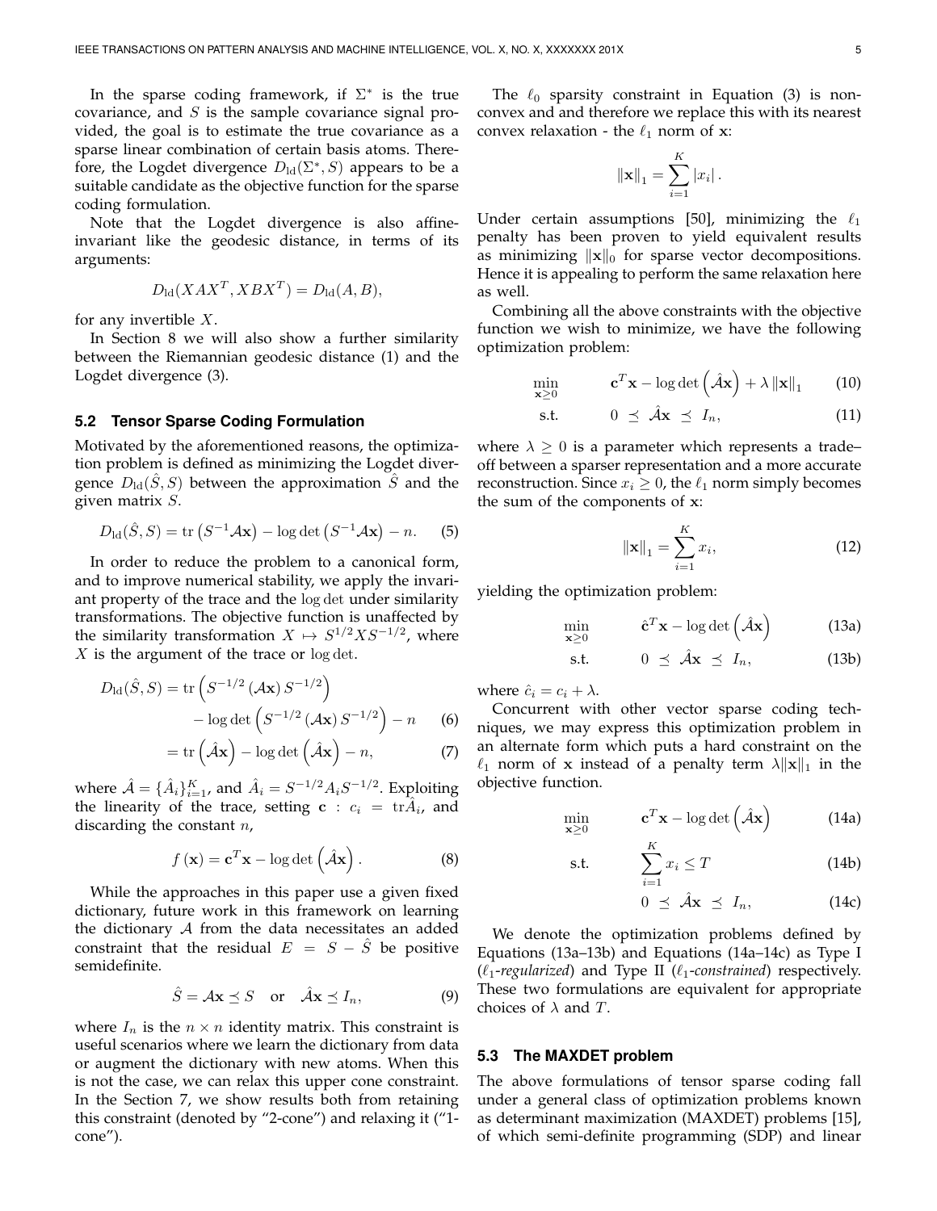In the sparse coding framework, if $\Sigma^*$ is the true covariance, and $S$ is the sample covariance signal provided, the goal is to estimate the true covariance as a sparse linear combination of certain basis atoms. Therefore, the Logdet divergence $D_{\text{ld}}(\Sigma^*, S)$ appears to be a suitable candidate as the objective function for the sparse coding formulation.

Note that the Logdet divergence is also affine-invariant like the geodesic distance, in terms of its arguments:

$$D_{\text{ld}}(XAX^T, XBX^T) = D_{\text{ld}}(A, B),$$

for any invertible $X$.

In Section 8 we will also show a further similarity between the Riemannian geodesic distance (1) and the Logdet divergence (3).

### 5.2 Tensor Sparse Coding Formulation

Motivated by the aforementioned reasons, the optimization problem is defined as minimizing the Logdet divergence $D_{\text{ld}}(\hat{S}, S)$ between the approximation $\hat{S}$ and the given matrix $S$.

$$D_{\text{ld}}(\hat{S}, S) = \operatorname{tr}\left(S^{-1}\mathcal{A}\mathbf{x}\right) - \log\det\left(S^{-1}\mathcal{A}\mathbf{x}\right) - n. \quad (5)$$

In order to reduce the problem to a canonical form, and to improve numerical stability, we apply the invariant property of the trace and the $\log\det$ under similarity transformations. The objective function is unaffected by the similarity transformation $X \mapsto S^{1/2}XS^{-1/2}$, where $X$ is the argument of the trace or $\log\det$.

$$\begin{aligned} D_{\text{ld}}(\hat{S}, S) &= \operatorname{tr}\left(S^{-1/2}\left(\mathcal{A}\mathbf{x}\right)S^{-1/2}\right) \\ &\quad - \log\det\left(S^{-1/2}\left(\mathcal{A}\mathbf{x}\right)S^{-1/2}\right) - n \quad (6) \\ &= \operatorname{tr}\left(\hat{\mathcal{A}}\mathbf{x}\right) - \log\det\left(\hat{\mathcal{A}}\mathbf{x}\right) - n, \quad (7) \end{aligned}$$

where $\hat{\mathcal{A}} = \{\hat{A}_i\}_{i=1}^{K}$, and $\hat{A}_i = S^{-1/2}A_iS^{-1/2}$. Exploiting the linearity of the trace, setting $\mathbf{c} : c_i = \operatorname{tr}\hat{A}_i$, and discarding the constant $n$,

$$f(\mathbf{x}) = \mathbf{c}^T\mathbf{x} - \log\det\left(\hat{\mathcal{A}}\mathbf{x}\right). \quad (8)$$

While the approaches in this paper use a given fixed dictionary, future work in this framework on learning the dictionary $\mathcal{A}$ from the data necessitates an added constraint that the residual $E = S - \hat{S}$ be positive semidefinite.

$$\hat{S} = \mathcal{A}\mathbf{x} \preceq S \quad \text{or} \quad \hat{\mathcal{A}}\mathbf{x} \preceq I_n, \quad (9)$$

where $I_n$ is the $n \times n$ identity matrix. This constraint is useful scenarios where we learn the dictionary from data or augment the dictionary with new atoms. When this is not the case, we can relax this upper cone constraint. In the Section 7, we show results both from retaining this constraint (denoted by "2-cone") and relaxing it ("1-cone").

The $\ell_0$ sparsity constraint in Equation (3) is non-convex and and therefore we replace this with its nearest convex relaxation - the $\ell_1$ norm of $\mathbf{x}$:

$$\|\mathbf{x}\|_1 = \sum_{i=1}^{K} |x_i|.$$

Under certain assumptions [50], minimizing the $\ell_1$ penalty has been proven to yield equivalent results as minimizing $\|\mathbf{x}\|_0$ for sparse vector decompositions. Hence it is appealing to perform the same relaxation here as well.

Combining all the above constraints with the objective function we wish to minimize, we have the following optimization problem:

$$\min_{\mathbf{x} \geq 0} \quad \mathbf{c}^T\mathbf{x} - \log\det\left(\hat{\mathcal{A}}\mathbf{x}\right) + \lambda\|\mathbf{x}\|_1 \quad (10)$$

$$\text{s.t.} \quad 0 \preceq \hat{\mathcal{A}}\mathbf{x} \preceq I_n, \quad (11)$$

where $\lambda \geq 0$ is a parameter which represents a trade–off between a sparser representation and a more accurate reconstruction. Since $x_i \geq 0$, the $\ell_1$ norm simply becomes the sum of the components of $\mathbf{x}$:

$$\|\mathbf{x}\|_1 = \sum_{i=1}^{K} x_i, \quad (12)$$

yielding the optimization problem:

$$\min_{\mathbf{x} \geq 0} \quad \hat{\mathbf{c}}^T\mathbf{x} - \log\det\left(\hat{\mathcal{A}}\mathbf{x}\right) \quad (13a)$$

$$\text{s.t.} \quad 0 \preceq \hat{\mathcal{A}}\mathbf{x} \preceq I_n, \quad (13b)$$

where $\hat{c}_i = c_i + \lambda$.

Concurrent with other vector sparse coding techniques, we may express this optimization problem in an alternate form which puts a hard constraint on the $\ell_1$ norm of $\mathbf{x}$ instead of a penalty term $\lambda\|\mathbf{x}\|_1$ in the objective function.

$$\min_{\mathbf{x} \geq 0} \quad \mathbf{c}^T\mathbf{x} - \log\det\left(\hat{\mathcal{A}}\mathbf{x}\right) \quad (14a)$$

$$\text{s.t.} \quad \sum_{i=1}^{K} x_i \leq T \quad (14b)$$

$$0 \preceq \hat{\mathcal{A}}\mathbf{x} \preceq I_n, \quad (14c)$$

We denote the optimization problems defined by Equations (13a–13b) and Equations (14a–14c) as Type I ($\ell_1$-*regularized*) and Type II ($\ell_1$-*constrained*) respectively. These two formulations are equivalent for appropriate choices of $\lambda$ and $T$.

### 5.3 The MAXDET problem

The above formulations of tensor sparse coding fall under a general class of optimization problems known as determinant maximization (MAXDET) problems [15], of which semi-definite programming (SDP) and linear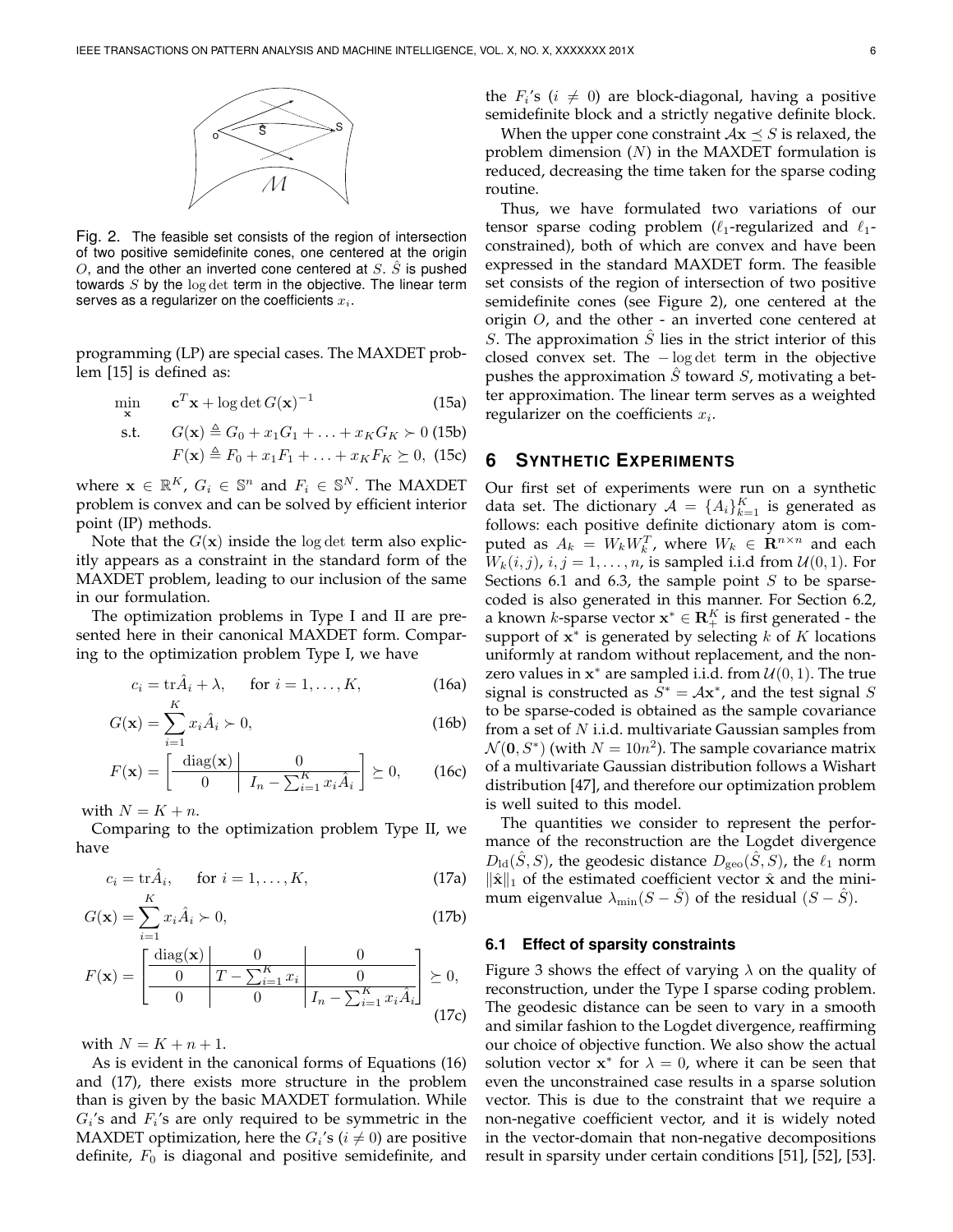Fig. 2. The feasible set consists of the region of intersection of two positive semidefinite cones, one centered at the origin $O$, and the other an inverted cone centered at $S$. $\hat{S}$ is pushed towards $S$ by the $\log\det$ term in the objective. The linear term serves as a regularizer on the coefficients $x_i$.

programming (LP) are special cases. The MAXDET problem [15] is defined as:

$$\min_{\mathbf{x}} \quad \mathbf{c}^T\mathbf{x} + \log\det G(\mathbf{x})^{-1} \tag{15a}$$

$$\text{s.t.} \quad G(\mathbf{x}) \triangleq G_0 + x_1 G_1 + \ldots + x_K G_K \succ 0 \tag{15b}$$

$$F(\mathbf{x}) \triangleq F_0 + x_1 F_1 + \ldots + x_K F_K \succeq 0, \tag{15c}$$

where $\mathbf{x} \in \mathbb{R}^K$, $G_i \in \mathbb{S}^n$ and $F_i \in \mathbb{S}^N$. The MAXDET problem is convex and can be solved by efficient interior point (IP) methods.

Note that the $G(\mathbf{x})$ inside the $\log\det$ term also explicitly appears as a constraint in the standard form of the MAXDET problem, leading to our inclusion of the same in our formulation.

The optimization problems in Type I and II are presented here in their canonical MAXDET form. Comparing to the optimization problem Type I, we have

$$c_i = \mathrm{tr}\hat{A}_i + \lambda, \quad \text{for } i = 1, \ldots, K, \tag{16a}$$

$$G(\mathbf{x}) = \sum_{i=1}^{K} x_i \hat{A}_i \succ 0, \tag{16b}$$

$$F(\mathbf{x}) = \left[\begin{array}{c|c} \mathrm{diag}(\mathbf{x}) & 0 \\ \hline 0 & I_n - \sum_{i=1}^{K} x_i \hat{A}_i \end{array}\right] \succeq 0, \tag{16c}$$

with $N = K + n$.

Comparing to the optimization problem Type II, we have

$$c_i = \mathrm{tr}\hat{A}_i, \quad \text{for } i = 1, \ldots, K, \tag{17a}$$

$$G(\mathbf{x}) = \sum_{i=1}^{K} x_i \hat{A}_i \succ 0, \tag{17b}$$

$$F(\mathbf{x}) = \left[\begin{array}{c|c|c} \mathrm{diag}(\mathbf{x}) & 0 & 0 \\ \hline 0 & T - \sum_{i=1}^{K} x_i & 0 \\ \hline 0 & 0 & I_n - \sum_{i=1}^{K} x_i \hat{A}_i \end{array}\right] \succeq 0, \tag{17c}$$

with $N = K + n + 1$.

As is evident in the canonical forms of Equations (16) and (17), there exists more structure in the problem than is given by the basic MAXDET formulation. While $G_i$'s and $F_i$'s are only required to be symmetric in the MAXDET optimization, here the $G_i$'s $(i \neq 0)$ are positive definite, $F_0$ is diagonal and positive semidefinite, and the $F_i$'s $(i \neq 0)$ are block-diagonal, having a positive semidefinite block and a strictly negative definite block.

When the upper cone constraint $\mathcal{A}\mathbf{x} \preceq S$ is relaxed, the problem dimension ($N$) in the MAXDET formulation is reduced, decreasing the time taken for the sparse coding routine.

Thus, we have formulated two variations of our tensor sparse coding problem ($\ell_1$-regularized and $\ell_1$-constrained), both of which are convex and have been expressed in the standard MAXDET form. The feasible set consists of the region of intersection of two positive semidefinite cones (see Figure 2), one centered at the origin $O$, and the other - an inverted cone centered at $S$. The approximation $\hat{S}$ lies in the strict interior of this closed convex set. The $-\log\det$ term in the objective pushes the approximation $\hat{S}$ toward $S$, motivating a better approximation. The linear term serves as a weighted regularizer on the coefficients $x_i$.

## 6 Synthetic Experiments

Our first set of experiments were run on a synthetic data set. The dictionary $\mathcal{A} = \{A_i\}_{k=1}^K$ is generated as follows: each positive definite dictionary atom is computed as $A_k = W_k W_k^T$, where $W_k \in \mathbf{R}^{n\times n}$ and each $W_k(i,j)$, $i,j = 1,\ldots,n$, is sampled i.i.d from $\mathcal{U}(0,1)$. For Sections 6.1 and 6.3, the sample point $S$ to be sparse-coded is also generated in this manner. For Section 6.2, a known $k$-sparse vector $\mathbf{x}^* \in \mathbf{R}_+^K$ is first generated - the support of $\mathbf{x}^*$ is generated by selecting $k$ of $K$ locations uniformly at random without replacement, and the nonzero values in $\mathbf{x}^*$ are sampled i.i.d. from $\mathcal{U}(0,1)$. The true signal is constructed as $S^* = \mathcal{A}\mathbf{x}^*$, and the test signal $S$ to be sparse-coded is obtained as the sample covariance from a set of $N$ i.i.d. multivariate Gaussian samples from $\mathcal{N}(\mathbf{0}, S^*)$ (with $N = 10n^2$). The sample covariance matrix of a multivariate Gaussian distribution follows a Wishart distribution [47], and therefore our optimization problem is well suited to this model.

The quantities we consider to represent the performance of the reconstruction are the Logdet divergence $D_{\mathrm{ld}}(\hat{S}, S)$, the geodesic distance $D_{\mathrm{geo}}(\hat{S}, S)$, the $\ell_1$ norm $\|\hat{\mathbf{x}}\|_1$ of the estimated coefficient vector $\hat{\mathbf{x}}$ and the minimum eigenvalue $\lambda_{\min}(S - \hat{S})$ of the residual $(S - \hat{S})$.

### 6.1 Effect of sparsity constraints

Figure 3 shows the effect of varying $\lambda$ on the quality of reconstruction, under the Type I sparse coding problem. The geodesic distance can be seen to vary in a smooth and similar fashion to the Logdet divergence, reaffirming our choice of objective function. We also show the actual solution vector $\mathbf{x}^*$ for $\lambda = 0$, where it can be seen that even the unconstrained case results in a sparse solution vector. This is due to the constraint that we require a non-negative coefficient vector, and it is widely noted in the vector-domain that non-negative decompositions result in sparsity under certain conditions [51], [52], [53].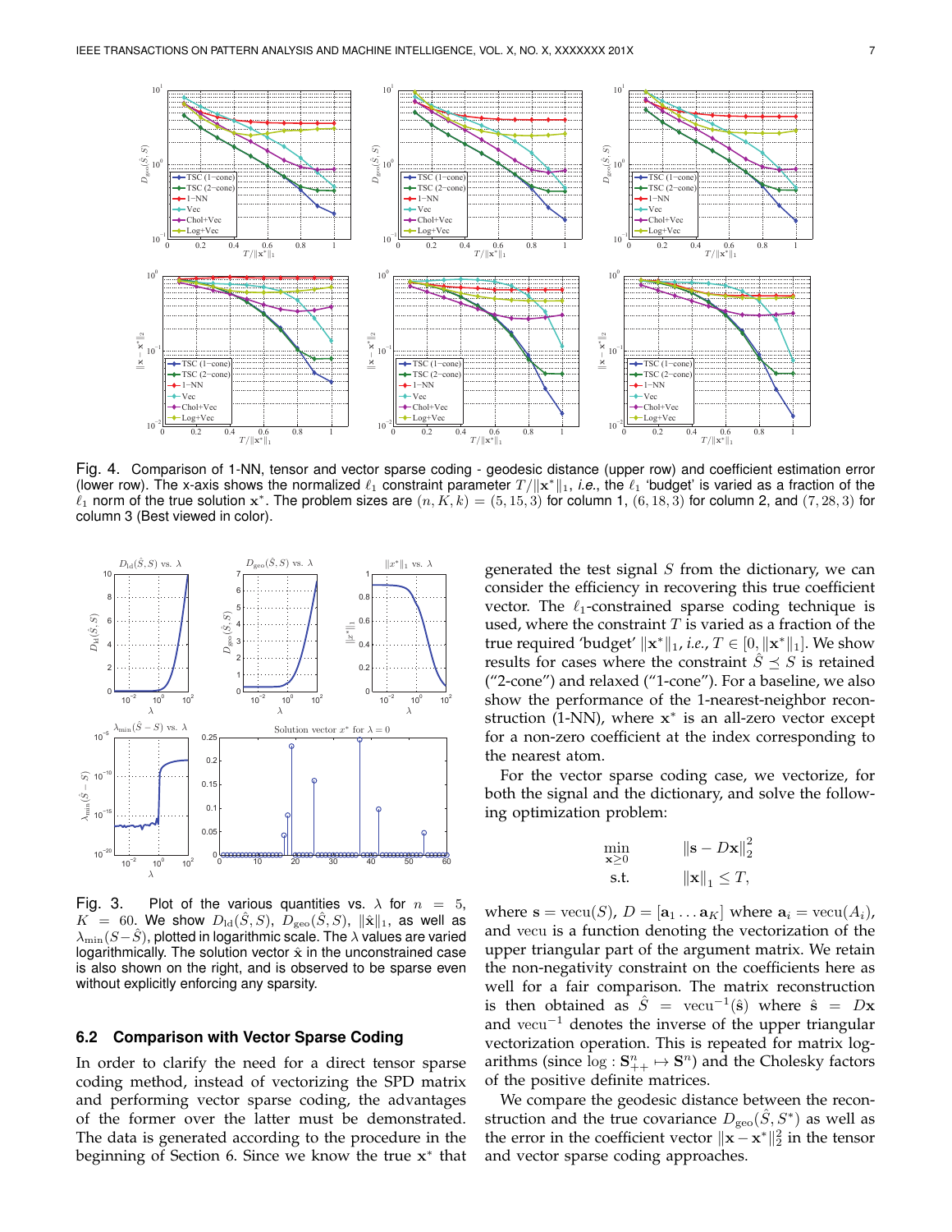Fig. 4. Comparison of 1-NN, tensor and vector sparse coding - geodesic distance (upper row) and coefficient estimation error (lower row). The x-axis shows the normalized $\ell_1$ constraint parameter $T/\|\mathbf{x}^*\|_1$, *i.e.*, the $\ell_1$ 'budget' is varied as a fraction of the $\ell_1$ norm of the true solution $\mathbf{x}^*$. The problem sizes are $(n, K, k) = (5, 15, 3)$ for column 1, $(6, 18, 3)$ for column 2, and $(7, 28, 3)$ for column 3 (Best viewed in color).

Fig. 3. Plot of the various quantities vs. $\lambda$ for $n = 5$, $K = 60$. We show $D_{\text{ld}}(\hat{S}, S)$, $D_{\text{geo}}(\hat{S}, S)$, $\|\hat{\mathbf{x}}\|_1$, as well as $\lambda_{\min}(S - \hat{S})$, plotted in logarithmic scale. The $\lambda$ values are varied logarithmically. The solution vector $\hat{\mathbf{x}}$ in the unconstrained case is also shown on the right, and is observed to be sparse even without explicitly enforcing any sparsity.

### 6.2 Comparison with Vector Sparse Coding

In order to clarify the need for a direct tensor sparse coding method, instead of vectorizing the SPD matrix and performing vector sparse coding, the advantages of the former over the latter must be demonstrated. The data is generated according to the procedure in the beginning of Section 6. Since we know the true $\mathbf{x}^*$ that generated the test signal $S$ from the dictionary, we can consider the efficiency in recovering this true coefficient vector. The $\ell_1$-constrained sparse coding technique is used, where the constraint $T$ is varied as a fraction of the true required 'budget' $\|\mathbf{x}^*\|_1$, *i.e.*, $T \in [0, \|\mathbf{x}^*\|_1]$. We show results for cases where the constraint $\hat{S} \preceq S$ is retained ("2-cone") and relaxed ("1-cone"). For a baseline, we also show the performance of the 1-nearest-neighbor reconstruction (1-NN), where $\mathbf{x}^*$ is an all-zero vector except for a non-zero coefficient at the index corresponding to the nearest atom.

For the vector sparse coding case, we vectorize, for both the signal and the dictionary, and solve the following optimization problem:

$$
\begin{aligned}
\min_{\mathbf{x} \geq 0} \quad & \|\mathbf{s} - D\mathbf{x}\|_2^2 \\
\text{s.t.} \quad & \|\mathbf{x}\|_1 \leq T,
\end{aligned}
$$

where $\mathbf{s} = \text{vecu}(S)$, $D = [\mathbf{a}_1 \ldots \mathbf{a}_K]$ where $\mathbf{a}_i = \text{vecu}(A_i)$, and vecu is a function denoting the vectorization of the upper triangular part of the argument matrix. We retain the non-negativity constraint on the coefficients here as well for a fair comparison. The matrix reconstruction is then obtained as $\hat{S} = \text{vecu}^{-1}(\hat{\mathbf{s}})$ where $\hat{\mathbf{s}} = D\mathbf{x}$ and $\text{vecu}^{-1}$ denotes the inverse of the upper triangular vectorization operation. This is repeated for matrix logarithms (since $\log : \mathbf{S}^n_{++} \mapsto \mathbf{S}^n$) and the Cholesky factors of the positive definite matrices.

We compare the geodesic distance between the reconstruction and the true covariance $D_{\text{geo}}(\hat{S}, S^*)$ as well as the error in the coefficient vector $\|\mathbf{x} - \mathbf{x}^*\|_2^2$ in the tensor and vector sparse coding approaches.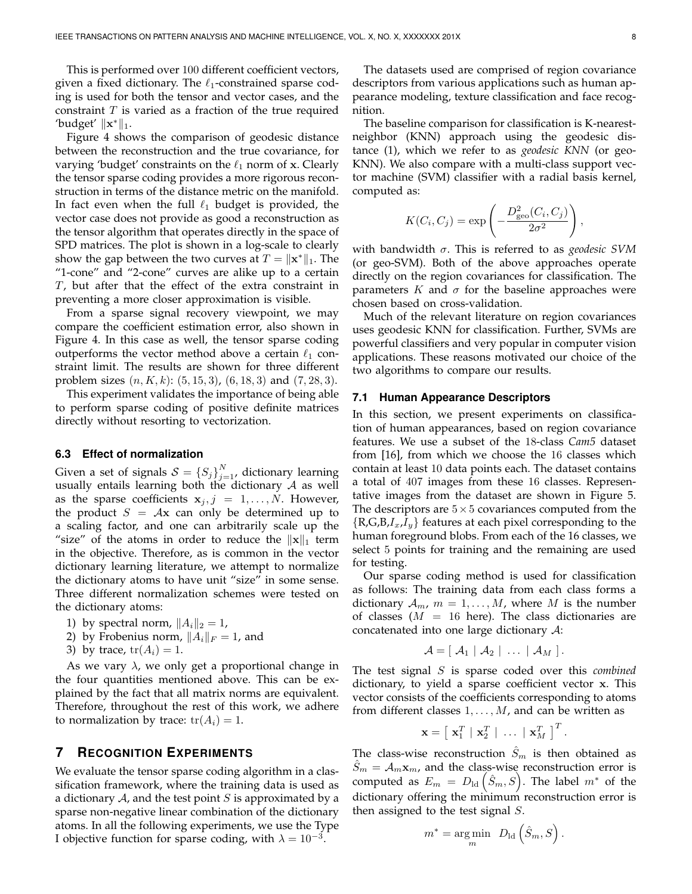This is performed over $100$ different coefficient vectors, given a fixed dictionary. The $\ell_1$-constrained sparse coding is used for both the tensor and vector cases, and the constraint $T$ is varied as a fraction of the true required 'budget' $\|\mathbf{x}^*\|_1$.

Figure 4 shows the comparison of geodesic distance between the reconstruction and the true covariance, for varying 'budget' constraints on the $\ell_1$ norm of $\mathbf{x}$. Clearly the tensor sparse coding provides a more rigorous reconstruction in terms of the distance metric on the manifold. In fact even when the full $\ell_1$ budget is provided, the vector case does not provide as good a reconstruction as the tensor algorithm that operates directly in the space of SPD matrices. The plot is shown in a log-scale to clearly show the gap between the two curves at $T = \|\mathbf{x}^*\|_1$. The "1-cone" and "2-cone" curves are alike up to a certain $T$, but after that the effect of the extra constraint in preventing a more closer approximation is visible.

From a sparse signal recovery viewpoint, we may compare the coefficient estimation error, also shown in Figure 4. In this case as well, the tensor sparse coding outperforms the vector method above a certain $\ell_1$ constraint limit. The results are shown for three different problem sizes $(n, K, k)$: $(5, 15, 3)$, $(6, 18, 3)$ and $(7, 28, 3)$.

This experiment validates the importance of being able to perform sparse coding of positive definite matrices directly without resorting to vectorization.

### 6.3 Effect of normalization

Given a set of signals $\mathcal{S} = \{S_j\}_{j=1}^N$, dictionary learning usually entails learning both the dictionary $\mathcal{A}$ as well as the sparse coefficients $\mathbf{x}_j, j = 1, \ldots, N$. However, the product $S = \mathcal{A}\mathbf{x}$ can only be determined up to a scaling factor, and one can arbitrarily scale up the "size" of the atoms in order to reduce the $\|\mathbf{x}\|_1$ term in the objective. Therefore, as is common in the vector dictionary learning literature, we attempt to normalize the dictionary atoms to have unit "size" in some sense. Three different normalization schemes were tested on the dictionary atoms:

1) by spectral norm, $\|A_i\|_2 = 1$,
2) by Frobenius norm, $\|A_i\|_F = 1$, and
3) by trace, $\mathrm{tr}(A_i) = 1$.

As we vary $\lambda$, we only get a proportional change in the four quantities mentioned above. This can be explained by the fact that all matrix norms are equivalent. Therefore, throughout the rest of this work, we adhere to normalization by trace: $\mathrm{tr}(A_i) = 1$.

## 7 Recognition Experiments

We evaluate the tensor sparse coding algorithm in a classification framework, where the training data is used as a dictionary $\mathcal{A}$, and the test point $S$ is approximated by a sparse non-negative linear combination of the dictionary atoms. In all the following experiments, we use the Type I objective function for sparse coding, with $\lambda = 10^{-3}$.

The datasets used are comprised of region covariance descriptors from various applications such as human appearance modeling, texture classification and face recognition.

The baseline comparison for classification is K-nearest-neighbor (KNN) approach using the geodesic distance (1), which we refer to as *geodesic KNN* (or geo-KNN). We also compare with a multi-class support vector machine (SVM) classifier with a radial basis kernel, computed as:

$$K(C_i, C_j) = \exp\left(-\frac{D_{\mathrm{geo}}^2(C_i, C_j)}{2\sigma^2}\right),$$

with bandwidth $\sigma$. This is referred to as *geodesic SVM* (or geo-SVM). Both of the above approaches operate directly on the region covariances for classification. The parameters $K$ and $\sigma$ for the baseline approaches were chosen based on cross-validation.

Much of the relevant literature on region covariances uses geodesic KNN for classification. Further, SVMs are powerful classifiers and very popular in computer vision applications. These reasons motivated our choice of the two algorithms to compare our results.

### 7.1 Human Appearance Descriptors

In this section, we present experiments on classification of human appearances, based on region covariance features. We use a subset of the $18$-class *Cam5* dataset from [16], from which we choose the $16$ classes which contain at least $10$ data points each. The dataset contains a total of $407$ images from these $16$ classes. Representative images from the dataset are shown in Figure 5. The descriptors are $5 \times 5$ covariances computed from the $\{$R,G,B,$I_x$,$I_y\}$ features at each pixel corresponding to the human foreground blobs. From each of the 16 classes, we select $5$ points for training and the remaining are used for testing.

Our sparse coding method is used for classification as follows: The training data from each class forms a dictionary $\mathcal{A}_m$, $m = 1, \ldots, M$, where $M$ is the number of classes ($M = 16$ here). The class dictionaries are concatenated into one large dictionary $\mathcal{A}$:

$$\mathcal{A} = [\ \mathcal{A}_1 \mid \mathcal{A}_2 \mid \ \ldots \ \mid \mathcal{A}_M \ ].$$

The test signal $S$ is sparse coded over this *combined* dictionary, to yield a sparse coefficient vector $\mathbf{x}$. This vector consists of the coefficients corresponding to atoms from different classes $1, \ldots, M$, and can be written as

$$\mathbf{x} = [\ \mathbf{x}_1^T \mid \mathbf{x}_2^T \mid \ \ldots \ \mid \mathbf{x}_M^T \ ]^T.$$

The class-wise reconstruction $\hat{S}_m$ is then obtained as $\hat{S}_m = \mathcal{A}_m \mathbf{x}_m$, and the class-wise reconstruction error is computed as $E_m = D_{\mathrm{ld}}\left(\hat{S}_m, S\right)$. The label $m^*$ of the dictionary offering the minimum reconstruction error is then assigned to the test signal $S$.

$$m^* = \underset{m}{\arg\min} \ \ D_{\mathrm{ld}}\left(\hat{S}_m, S\right).$$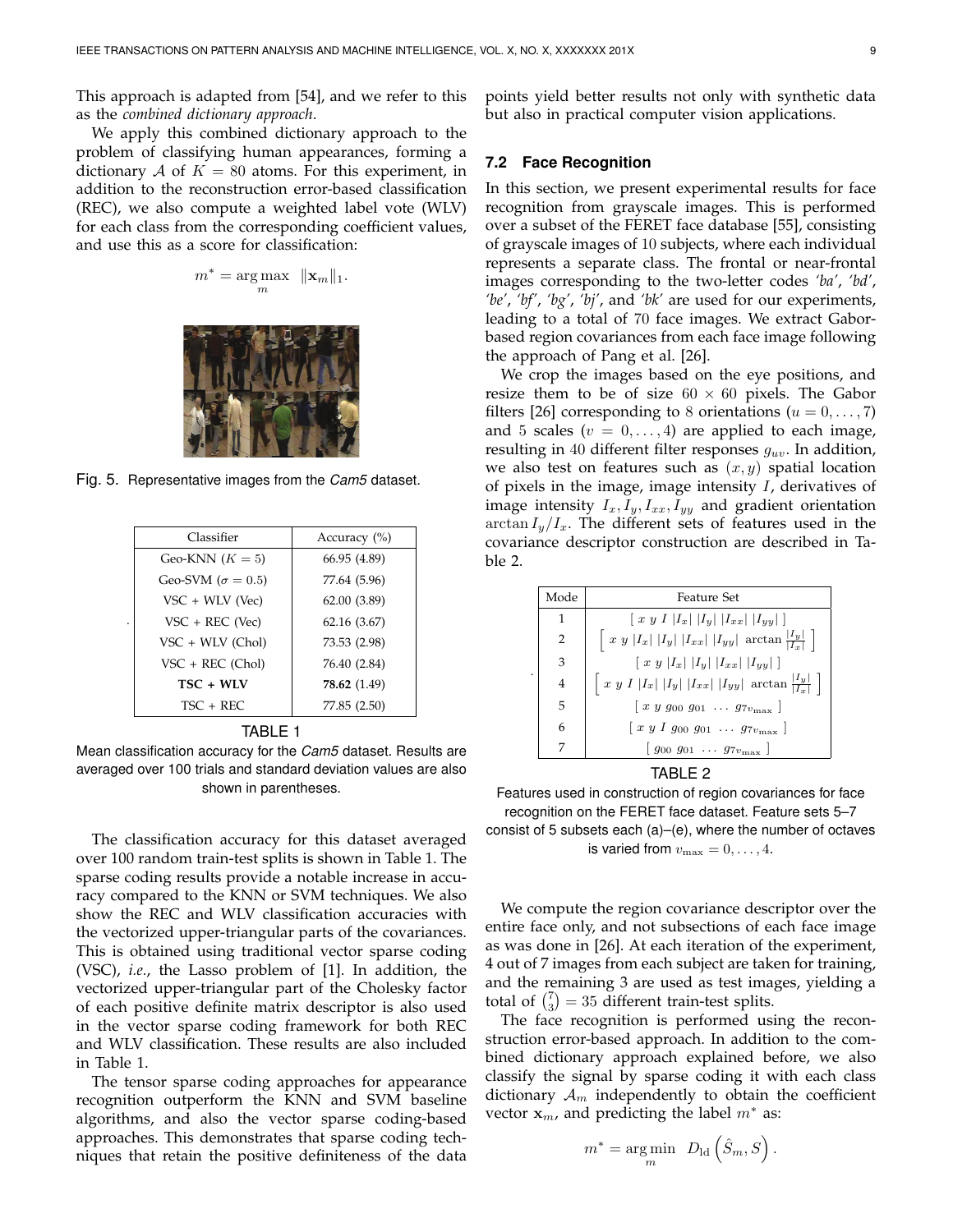This approach is adapted from [54], and we refer to this as the *combined dictionary approach*.

We apply this combined dictionary approach to the problem of classifying human appearances, forming a dictionary $\mathcal{A}$ of $K = 80$ atoms. For this experiment, in addition to the reconstruction error-based classification (REC), we also compute a weighted label vote (WLV) for each class from the corresponding coefficient values, and use this as a score for classification:

$$m^* = \arg\max_m \ \|\mathbf{x}_m\|_1.$$

Fig. 5. Representative images from the *Cam5* dataset.

| Classifier | Accuracy (%) |
|---|---|
| Geo-KNN ($K = 5$) | 66.95 (4.89) |
| Geo-SVM ($\sigma = 0.5$) | 77.64 (5.96) |
| VSC + WLV (Vec) | 62.00 (3.89) |
| VSC + REC (Vec) | 62.16 (3.67) |
| VSC + WLV (Chol) | 73.53 (2.98) |
| VSC + REC (Chol) | 76.40 (2.84) |
| **TSC + WLV** | **78.62** (1.49) |
| TSC + REC | 77.85 (2.50) |

TABLE 1
Mean classification accuracy for the *Cam5* dataset. Results are averaged over 100 trials and standard deviation values are also shown in parentheses.

The classification accuracy for this dataset averaged over 100 random train-test splits is shown in Table 1. The sparse coding results provide a notable increase in accuracy compared to the KNN or SVM techniques. We also show the REC and WLV classification accuracies with the vectorized upper-triangular parts of the covariances. This is obtained using traditional vector sparse coding (VSC), *i.e.*, the Lasso problem of [1]. In addition, the vectorized upper-triangular part of the Cholesky factor of each positive definite matrix descriptor is also used in the vector sparse coding framework for both REC and WLV classification. These results are also included in Table 1.

The tensor sparse coding approaches for appearance recognition outperform the KNN and SVM baseline algorithms, and also the vector sparse coding-based approaches. This demonstrates that sparse coding techniques that retain the positive definiteness of the data points yield better results not only with synthetic data but also in practical computer vision applications.

### 7.2 Face Recognition

In this section, we present experimental results for face recognition from grayscale images. This is performed over a subset of the FERET face database [55], consisting of grayscale images of 10 subjects, where each individual represents a separate class. The frontal or near-frontal images corresponding to the two-letter codes *'ba'*, *'bd'*, *'be'*, *'bf'*, *'bg'*, *'bj'*, and *'bk'* are used for our experiments, leading to a total of 70 face images. We extract Gabor-based region covariances from each face image following the approach of Pang et al. [26].

We crop the images based on the eye positions, and resize them to be of size $60 \times 60$ pixels. The Gabor filters [26] corresponding to 8 orientations ($u = 0, \ldots, 7$) and 5 scales ($v = 0, \ldots, 4$) are applied to each image, resulting in 40 different filter responses $g_{uv}$. In addition, we also test on features such as $(x, y)$ spatial location of pixels in the image, image intensity $I$, derivatives of image intensity $I_x, I_y, I_{xx}, I_{yy}$ and gradient orientation $\arctan I_y/I_x$. The different sets of features used in the covariance descriptor construction are described in Table 2.

| Mode | Feature Set |
|---|---|
| 1 | $[\ x\ y\ I\ \lvert I_x\rvert\ \lvert I_y\rvert\ \lvert I_{xx}\rvert\ \lvert I_{yy}\rvert\ ]$ |
| 2 | $\left[\ x\ y\ \lvert I_x\rvert\ \lvert I_y\rvert\ \lvert I_{xx}\rvert\ \lvert I_{yy}\rvert\ \arctan \frac{\lvert I_y\rvert}{\lvert I_x\rvert}\ \right]$ |
| 3 | $[\ x\ y\ \lvert I_x\rvert\ \lvert I_y\rvert\ \lvert I_{xx}\rvert\ \lvert I_{yy}\rvert\ ]$ |
| 4 | $\left[\ x\ y\ I\ \lvert I_x\rvert\ \lvert I_y\rvert\ \lvert I_{xx}\rvert\ \lvert I_{yy}\rvert\ \arctan \frac{\lvert I_y\rvert}{\lvert I_x\rvert}\ \right]$ |
| 5 | $[\ x\ y\ g_{00}\ g_{01}\ \ldots\ g_{7v_{\max}}\ ]$ |
| 6 | $[\ x\ y\ I\ g_{00}\ g_{01}\ \ldots\ g_{7v_{\max}}\ ]$ |
| 7 | $[\ g_{00}\ g_{01}\ \ldots\ g_{7v_{\max}}\ ]$ |

TABLE 2
Features used in construction of region covariances for face recognition on the FERET face dataset. Feature sets 5–7 consist of 5 subsets each (a)–(e), where the number of octaves is varied from $v_{\max} = 0, \ldots, 4$.

We compute the region covariance descriptor over the entire face only, and not subsections of each face image as was done in [26]. At each iteration of the experiment, 4 out of 7 images from each subject are taken for training, and the remaining 3 are used as test images, yielding a total of $\binom{7}{3} = 35$ different train-test splits.

The face recognition is performed using the reconstruction error-based approach. In addition to the combined dictionary approach explained before, we also classify the signal by sparse coding it with each class dictionary $\mathcal{A}_m$ independently to obtain the coefficient vector $\mathbf{x}_m$, and predicting the label $m^*$ as:

$$m^* = \arg\min_m \ D_{\mathrm{ld}}\left(\hat{S}_m, S\right).$$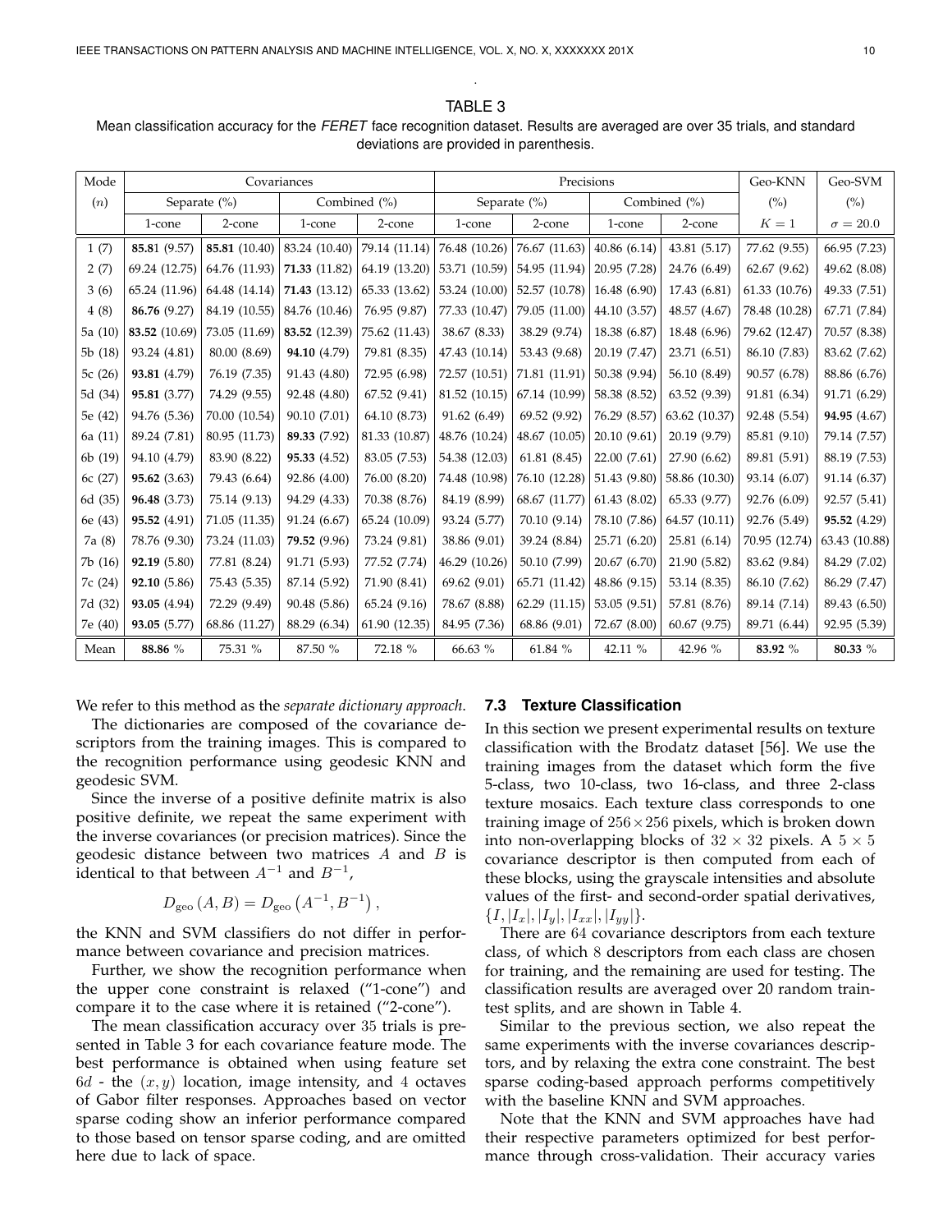TABLE 3
Mean classification accuracy for the *FERET* face recognition dataset. Results are averaged are over 35 trials, and standard deviations are provided in parenthesis.

| Mode | Covariances | | | | Precisions | | | | Geo-KNN | Geo-SVM |
|---|---|---|---|---|---|---|---|---|---|---|
| ($n$) | Separate (%) | | Combined (%) | | Separate (%) | | Combined (%) | | (%) | (%) |
| | 1-cone | 2-cone | 1-cone | 2-cone | 1-cone | 2-cone | 1-cone | 2-cone | $K = 1$ | $\sigma = 20.0$ |
| 1 (7) | **85.81** (9.57) | **85.81** (10.40) | 83.24 (10.40) | 79.14 (11.14) | 76.48 (10.26) | 76.67 (11.63) | 40.86 (6.14) | 43.81 (5.17) | 77.62 (9.55) | 66.95 (7.23) |
| 2 (7) | 69.24 (12.75) | 64.76 (11.93) | **71.33** (11.82) | 64.19 (13.20) | 53.71 (10.59) | 54.95 (11.94) | 20.95 (7.28) | 24.76 (6.49) | 62.67 (9.62) | 49.62 (8.08) |
| 3 (6) | 65.24 (11.96) | 64.48 (14.14) | **71.43** (13.12) | 65.33 (13.62) | 53.24 (10.00) | 52.57 (10.78) | 16.48 (6.90) | 17.43 (6.81) | 61.33 (10.76) | 49.33 (7.51) |
| 4 (8) | **86.76** (9.27) | 84.19 (10.55) | 84.76 (10.46) | 76.95 (9.87) | 77.33 (10.47) | 79.05 (11.00) | 44.10 (3.57) | 48.57 (4.67) | 78.48 (10.28) | 67.71 (7.84) |
| 5a (10) | **83.52** (10.69) | 73.05 (11.69) | **83.52** (12.39) | 75.62 (11.43) | 38.67 (8.33) | 38.29 (9.74) | 18.38 (6.87) | 18.48 (6.96) | 79.62 (12.47) | 70.57 (8.38) |
| 5b (18) | 93.24 (4.81) | 80.00 (8.69) | **94.10** (4.79) | 79.81 (8.35) | 47.43 (10.14) | 53.43 (9.68) | 20.19 (7.47) | 23.71 (6.51) | 86.10 (7.83) | 83.62 (7.62) |
| 5c (26) | **93.81** (4.79) | 76.19 (7.35) | 91.43 (4.80) | 72.95 (6.98) | 72.57 (10.51) | 71.81 (11.91) | 50.38 (9.94) | 56.10 (8.49) | 90.57 (6.78) | 88.86 (6.76) |
| 5d (34) | **95.81** (3.77) | 74.29 (9.55) | 92.48 (4.80) | 67.52 (9.41) | 81.52 (10.15) | 67.14 (10.99) | 58.38 (8.52) | 63.52 (9.39) | 91.81 (6.34) | 91.71 (6.29) |
| 5e (42) | 94.76 (5.36) | 70.00 (10.54) | 90.10 (7.01) | 64.10 (8.73) | 91.62 (6.49) | 69.52 (9.92) | 76.29 (8.57) | 63.62 (10.37) | 92.48 (5.54) | **94.95** (4.67) |
| 6a (11) | 89.24 (7.81) | 80.95 (11.73) | **89.33** (7.92) | 81.33 (10.87) | 48.76 (10.24) | 48.67 (10.05) | 20.10 (9.61) | 20.19 (9.79) | 85.81 (9.10) | 79.14 (7.57) |
| 6b (19) | 94.10 (4.79) | 83.90 (8.22) | **95.33** (4.52) | 83.05 (7.53) | 54.38 (12.03) | 61.81 (8.45) | 22.00 (7.61) | 27.90 (6.62) | 89.81 (5.91) | 88.19 (7.53) |
| 6c (27) | **95.62** (3.63) | 79.43 (6.64) | 92.86 (4.00) | 76.00 (8.20) | 74.48 (10.98) | 76.10 (12.28) | 51.43 (9.80) | 58.86 (10.30) | 93.14 (6.07) | 91.14 (6.37) |
| 6d (35) | **96.48** (3.73) | 75.14 (9.13) | 94.29 (4.33) | 70.38 (8.76) | 84.19 (8.99) | 68.67 (11.77) | 61.43 (8.02) | 65.33 (9.77) | 92.76 (6.09) | 92.57 (5.41) |
| 6e (43) | **95.52** (4.91) | 71.05 (11.35) | 91.24 (6.67) | 65.24 (10.09) | 93.24 (5.77) | 70.10 (9.14) | 78.10 (7.86) | 64.57 (10.11) | 92.76 (5.49) | **95.52** (4.29) |
| 7a (8) | 78.76 (9.30) | 73.24 (11.03) | **79.52** (9.96) | 73.24 (9.81) | 38.86 (9.01) | 39.24 (8.84) | 25.71 (6.20) | 25.81 (6.14) | 70.95 (12.74) | 63.43 (10.88) |
| 7b (16) | **92.19** (5.80) | 77.81 (8.24) | 91.71 (5.93) | 77.52 (7.74) | 46.29 (10.26) | 50.10 (7.99) | 20.67 (6.70) | 21.90 (5.82) | 83.62 (9.84) | 84.29 (7.02) |
| 7c (24) | **92.10** (5.86) | 75.43 (5.35) | 87.14 (5.92) | 71.90 (8.41) | 69.62 (9.01) | 65.71 (11.42) | 48.86 (9.15) | 53.14 (8.35) | 86.10 (7.62) | 86.29 (7.47) |
| 7d (32) | **93.05** (4.94) | 72.29 (9.49) | 90.48 (5.86) | 65.24 (9.16) | 78.67 (8.88) | 62.29 (11.15) | 53.05 (9.51) | 57.81 (8.76) | 89.14 (7.14) | 89.43 (6.50) |
| 7e (40) | **93.05** (5.77) | 68.86 (11.27) | 88.29 (6.34) | 61.90 (12.35) | 84.95 (7.36) | 68.86 (9.01) | 72.67 (8.00) | 60.67 (9.75) | 89.71 (6.44) | 92.95 (5.39) |
| Mean | **88.86** % | 75.31 % | 87.50 % | 72.18 % | 66.63 % | 61.84 % | 42.11 % | 42.96 % | **83.92** % | **80.33** % |

We refer to this method as the *separate dictionary approach*.

The dictionaries are composed of the covariance descriptors from the training images. This is compared to the recognition performance using geodesic KNN and geodesic SVM.

Since the inverse of a positive definite matrix is also positive definite, we repeat the same experiment with the inverse covariances (or precision matrices). Since the geodesic distance between two matrices $A$ and $B$ is identical to that between $A^{-1}$ and $B^{-1}$,

$$D_{\text{geo}}(A, B) = D_{\text{geo}}\left(A^{-1}, B^{-1}\right),$$

the KNN and SVM classifiers do not differ in performance between covariance and precision matrices.

Further, we show the recognition performance when the upper cone constraint is relaxed ("1-cone") and compare it to the case where it is retained ("2-cone").

The mean classification accuracy over 35 trials is presented in Table 3 for each covariance feature mode. The best performance is obtained when using feature set $6d$ - the $(x, y)$ location, image intensity, and 4 octaves of Gabor filter responses. Approaches based on vector sparse coding show an inferior performance compared to those based on tensor sparse coding, and are omitted here due to lack of space.

### 7.3 Texture Classification

In this section we present experimental results on texture classification with the Brodatz dataset [56]. We use the training images from the dataset which form the five 5-class, two 10-class, two 16-class, and three 2-class texture mosaics. Each texture class corresponds to one training image of $256 \times 256$ pixels, which is broken down into non-overlapping blocks of $32 \times 32$ pixels. A $5 \times 5$ covariance descriptor is then computed from each of these blocks, using the grayscale intensities and absolute values of the first- and second-order spatial derivatives, $\{I, |I_x|, |I_y|, |I_{xx}|, |I_{yy}|\}$.

There are 64 covariance descriptors from each texture class, of which 8 descriptors from each class are chosen for training, and the remaining are used for testing. The classification results are averaged over 20 random train-test splits, and are shown in Table 4.

Similar to the previous section, we also repeat the same experiments with the inverse covariances descriptors, and by relaxing the extra cone constraint. The best sparse coding-based approach performs competitively with the baseline KNN and SVM approaches.

Note that the KNN and SVM approaches have had their respective parameters optimized for best performance through cross-validation. Their accuracy varies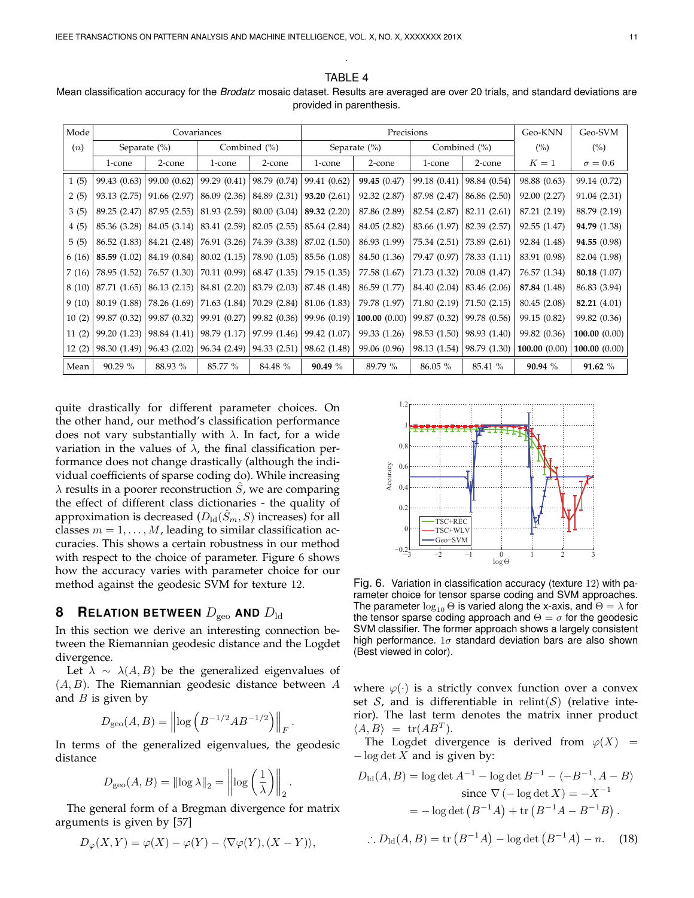TABLE 4
Mean classification accuracy for the *Brodatz* mosaic dataset. Results are averaged are over 20 trials, and standard deviations are provided in parenthesis.

| Mode | Covariances | | | | Precisions | | | | Geo-KNN | Geo-SVM |
|---|---|---|---|---|---|---|---|---|---|---|
| ($n$) | Separate (%) | | Combined (%) | | Separate (%) | | Combined (%) | | (%) | (%) |
| | 1-cone | 2-cone | 1-cone | 2-cone | 1-cone | 2-cone | 1-cone | 2-cone | $K = 1$ | $\sigma = 0.6$ |
| 1 (5) | 99.43 (0.63) | 99.00 (0.62) | 99.29 (0.41) | 98.79 (0.74) | 99.41 (0.62) | **99.45** (0.47) | 99.18 (0.41) | 98.84 (0.54) | 98.88 (0.63) | 99.14 (0.72) |
| 2 (5) | 93.13 (2.75) | 91.66 (2.97) | 86.09 (2.36) | 84.89 (2.31) | **93.20** (2.61) | 92.32 (2.87) | 87.98 (2.47) | 86.86 (2.50) | 92.00 (2.27) | 91.04 (2.31) |
| 3 (5) | 89.25 (2.47) | 87.95 (2.55) | 81.93 (2.59) | 80.00 (3.04) | **89.32** (2.20) | 87.86 (2.89) | 82.54 (2.87) | 82.11 (2.61) | 87.21 (2.19) | 88.79 (2.19) |
| 4 (5) | 85.36 (3.28) | 84.05 (3.14) | 83.41 (2.59) | 82.05 (2.55) | 85.64 (2.84) | 84.05 (2.82) | 83.66 (1.97) | 82.39 (2.57) | 92.55 (1.47) | **94.79** (1.38) |
| 5 (5) | 86.52 (1.83) | 84.21 (2.48) | 76.91 (3.26) | 74.39 (3.38) | 87.02 (1.50) | 86.93 (1.99) | 75.34 (2.51) | 73.89 (2.61) | 92.84 (1.48) | **94.55** (0.98) |
| 6 (16) | **85.59** (1.02) | 84.19 (0.84) | 80.02 (1.15) | 78.90 (1.05) | 85.56 (1.08) | 84.50 (1.36) | 79.47 (0.97) | 78.33 (1.11) | 83.91 (0.98) | 82.04 (1.98) |
| 7 (16) | 78.95 (1.52) | 76.57 (1.30) | 70.11 (0.99) | 68.47 (1.35) | 79.15 (1.35) | 77.58 (1.67) | 71.73 (1.32) | 70.08 (1.47) | 76.57 (1.34) | **80.18** (1.07) |
| 8 (10) | 87.71 (1.65) | 86.13 (2.15) | 84.81 (2.20) | 83.79 (2.03) | 87.48 (1.48) | 86.59 (1.77) | 84.40 (2.04) | 83.46 (2.06) | **87.84** (1.48) | 86.83 (3.94) |
| 9 (10) | 80.19 (1.88) | 78.26 (1.69) | 71.63 (1.84) | 70.29 (2.84) | 81.06 (1.83) | 79.78 (1.97) | 71.80 (2.19) | 71.50 (2.15) | 80.45 (2.08) | **82.21** (4.01) |
| 10 (2) | 99.87 (0.32) | 99.87 (0.32) | 99.91 (0.27) | 99.82 (0.36) | 99.96 (0.19) | **100.00** (0.00) | 99.87 (0.32) | 99.78 (0.56) | 99.15 (0.82) | 99.82 (0.36) |
| 11 (2) | 99.20 (1.23) | 98.84 (1.41) | 98.79 (1.17) | 97.99 (1.46) | 99.42 (1.07) | 99.33 (1.26) | 98.53 (1.50) | 98.93 (1.40) | 99.82 (0.36) | **100.00** (0.00) |
| 12 (2) | 98.30 (1.49) | 96.43 (2.02) | 96.34 (2.49) | 94.33 (2.51) | 98.62 (1.48) | 99.06 (0.96) | 98.13 (1.54) | 98.79 (1.30) | **100.00** (0.00) | **100.00** (0.00) |
| Mean | 90.29 % | 88.93 % | 85.77 % | 84.48 % | **90.49** % | 89.79 % | 86.05 % | 85.41 % | **90.94** % | **91.62** % |

quite drastically for different parameter choices. On the other hand, our method's classification performance does not vary substantially with $\lambda$. In fact, for a wide variation in the values of $\lambda$, the final classification performance does not change drastically (although the individual coefficients of sparse coding do). While increasing $\lambda$ results in a poorer reconstruction $\hat{S}$, we are comparing the effect of different class dictionaries - the quality of approximation is decreased ($D_{\text{ld}}(\hat{S}_m, S)$ increases) for all classes $m = 1, \ldots, M$, leading to similar classification accuracies. This shows a certain robustness in our method with respect to the choice of parameter. Figure 6 shows how the accuracy varies with parameter choice for our method against the geodesic SVM for texture 12.

Fig. 6. Variation in classification accuracy (texture 12) with parameter choice for tensor sparse coding and SVM approaches. The parameter $\log_{10}\Theta$ is varied along the x-axis, and $\Theta = \lambda$ for the tensor sparse coding approach and $\Theta = \sigma$ for the geodesic SVM classifier. The former approach shows a largely consistent high performance. $1\sigma$ standard deviation bars are also shown (Best viewed in color).

## 8 Relation between $D_{\text{geo}}$ and $D_{\text{ld}}$

In this section we derive an interesting connection between the Riemannian geodesic distance and the Logdet divergence.

Let $\lambda \sim \lambda(A, B)$ be the generalized eigenvalues of $(A, B)$. The Riemannian geodesic distance between $A$ and $B$ is given by

$$D_{\text{geo}}(A, B) = \left\| \log \left( B^{-1/2} A B^{-1/2} \right) \right\|_F .$$

In terms of the generalized eigenvalues, the geodesic distance

$$D_{\text{geo}}(A, B) = \|\log \lambda\|_2 = \left\| \log \left( \frac{1}{\lambda} \right) \right\|_2 .$$

The general form of a Bregman divergence for matrix arguments is given by [57]

$$D_\varphi(X, Y) = \varphi(X) - \varphi(Y) - \langle \nabla\varphi(Y), (X - Y) \rangle,$$

where $\varphi(\cdot)$ is a strictly convex function over a convex set $\mathcal{S}$, and is differentiable in $\text{relint}(\mathcal{S})$ (relative interior). The last term denotes the matrix inner product $\langle A, B \rangle = \text{tr}(AB^T)$.

The Logdet divergence is derived from $\varphi(X) = -\log\det X$ and is given by:

$$\begin{aligned}
D_{\text{ld}}(A, B) &= \log\det A^{-1} - \log\det B^{-1} - \langle -B^{-1}, A - B \rangle \\
&\qquad \text{since } \nabla\left(-\log\det X\right) = -X^{-1} \\
&= -\log\det\left(B^{-1}A\right) + \text{tr}\left(B^{-1}A - B^{-1}B\right).
\end{aligned}$$

$$\therefore D_{\text{ld}}(A, B) = \text{tr}\left(B^{-1}A\right) - \log\det\left(B^{-1}A\right) - n. \quad (18)$$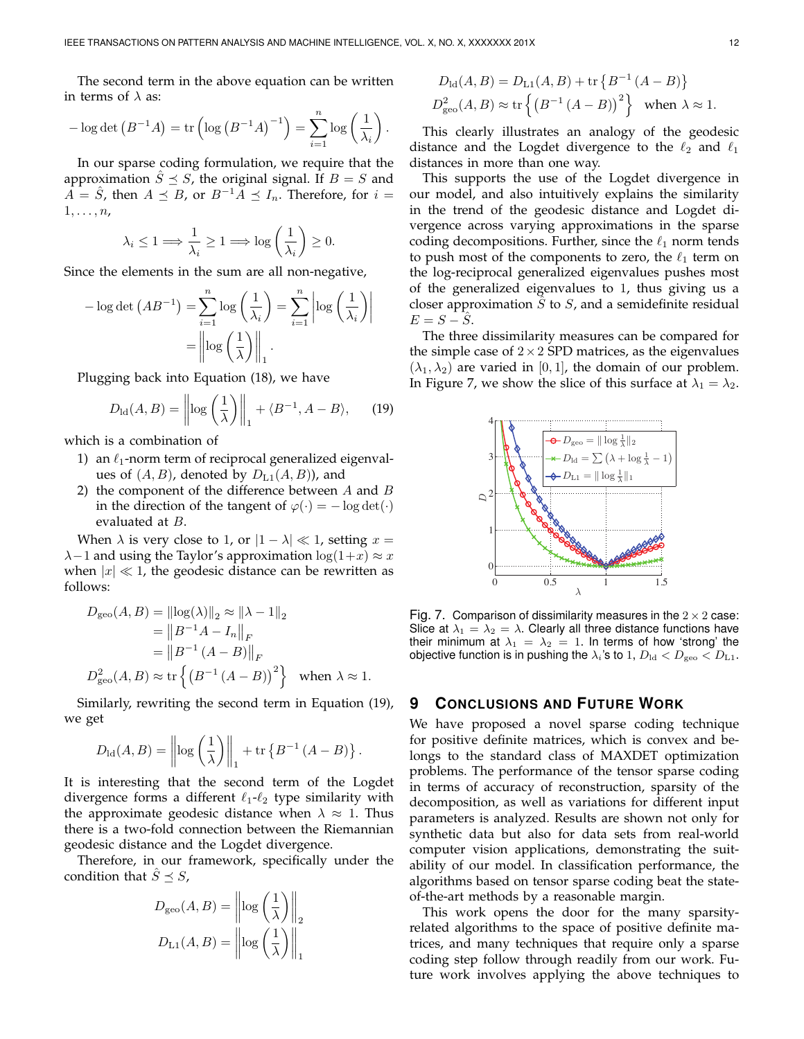The second term in the above equation can be written in terms of $\lambda$ as:

$$-\log\det\left(B^{-1}A\right) = \operatorname{tr}\left(\log\left(B^{-1}A\right)^{-1}\right) = \sum_{i=1}^{n} \log\left(\frac{1}{\lambda_i}\right).$$

In our sparse coding formulation, we require that the approximation $\hat{S} \preceq S$, the original signal. If $B = S$ and $A = \hat{S}$, then $A \preceq B$, or $B^{-1}A \preceq I_n$. Therefore, for $i = 1, \ldots, n$,

$$\lambda_i \leq 1 \Longrightarrow \frac{1}{\lambda_i} \geq 1 \Longrightarrow \log\left(\frac{1}{\lambda_i}\right) \geq 0.$$

Since the elements in the sum are all non-negative,

$$\begin{aligned}
-\log\det\left(AB^{-1}\right) &= \sum_{i=1}^{n} \log\left(\frac{1}{\lambda_i}\right) = \sum_{i=1}^{n} \left|\log\left(\frac{1}{\lambda_i}\right)\right| \\
&= \left\|\log\left(\frac{1}{\lambda}\right)\right\|_1.
\end{aligned}$$

Plugging back into Equation (18), we have

$$D_{\text{ld}}(A, B) = \left\|\log\left(\frac{1}{\lambda}\right)\right\|_1 + \langle B^{-1}, A - B\rangle, \qquad (19)$$

which is a combination of

1) an $\ell_1$-norm term of reciprocal generalized eigenvalues of $(A, B)$, denoted by $D_{\text{L1}}(A, B)$), and
2) the component of the difference between $A$ and $B$ in the direction of the tangent of $\varphi(\cdot) = -\log\det(\cdot)$ evaluated at $B$.

When $\lambda$ is very close to 1, or $|1 - \lambda| \ll 1$, setting $x = \lambda - 1$ and using the Taylor's approximation $\log(1+x) \approx x$ when $|x| \ll 1$, the geodesic distance can be rewritten as follows:

$$\begin{aligned}
D_{\text{geo}}(A, B) &= \|\log(\lambda)\|_2 \approx \|\lambda - 1\|_2 \\
&= \left\|B^{-1}A - I_n\right\|_F \\
&= \left\|B^{-1}\left(A - B\right)\right\|_F \\
D^2_{\text{geo}}(A, B) &\approx \operatorname{tr}\left\{\left(B^{-1}\left(A - B\right)\right)^2\right\} \quad \text{when } \lambda \approx 1.
\end{aligned}$$

Similarly, rewriting the second term in Equation (19), we get

$$D_{\text{ld}}(A, B) = \left\|\log\left(\frac{1}{\lambda}\right)\right\|_1 + \operatorname{tr}\left\{B^{-1}\left(A - B\right)\right\}.$$

It is interesting that the second term of the Logdet divergence forms a different $\ell_1$-$\ell_2$ type similarity with the approximate geodesic distance when $\lambda \approx 1$. Thus there is a two-fold connection between the Riemannian geodesic distance and the Logdet divergence.

Therefore, in our framework, specifically under the condition that $\hat{S} \preceq S$,

$$\begin{aligned}
D_{\text{geo}}(A, B) &= \left\|\log\left(\frac{1}{\lambda}\right)\right\|_2 \\
D_{\text{L1}}(A, B) &= \left\|\log\left(\frac{1}{\lambda}\right)\right\|_1 \\
D_{\text{ld}}(A, B) &= D_{\text{L1}}(A, B) + \operatorname{tr}\left\{B^{-1}\left(A - B\right)\right\} \\
D^2_{\text{geo}}(A, B) &\approx \operatorname{tr}\left\{\left(B^{-1}\left(A - B\right)\right)^2\right\} \quad \text{when } \lambda \approx 1.
\end{aligned}$$

This clearly illustrates an analogy of the geodesic distance and the Logdet divergence to the $\ell_2$ and $\ell_1$ distances in more than one way.

This supports the use of the Logdet divergence in our model, and also intuitively explains the similarity in the trend of the geodesic distance and Logdet divergence across varying approximations in the sparse coding decompositions. Further, since the $\ell_1$ norm tends to push most of the components to zero, the $\ell_1$ term on the log-reciprocal generalized eigenvalues pushes most of the generalized eigenvalues to 1, thus giving us a closer approximation $\hat{S}$ to $S$, and a semidefinite residual $E = S - \hat{S}$.

The three dissimilarity measures can be compared for the simple case of $2 \times 2$ SPD matrices, as the eigenvalues $(\lambda_1, \lambda_2)$ are varied in $[0, 1]$, the domain of our problem. In Figure 7, we show the slice of this surface at $\lambda_1 = \lambda_2$.

Fig. 7. Comparison of dissimilarity measures in the $2 \times 2$ case: Slice at $\lambda_1 = \lambda_2 = \lambda$. Clearly all three distance functions have their minimum at $\lambda_1 = \lambda_2 = 1$. In terms of how 'strong' the objective function is in pushing the $\lambda_i$'s to 1, $D_{\text{ld}} < D_{\text{geo}} < D_{\text{L1}}$.

## 9 Conclusions and Future Work

We have proposed a novel sparse coding technique for positive definite matrices, which is convex and belongs to the standard class of MAXDET optimization problems. The performance of the tensor sparse coding in terms of accuracy of reconstruction, sparsity of the decomposition, as well as variations for different input parameters is analyzed. Results are shown not only for synthetic data but also for data sets from real-world computer vision applications, demonstrating the suitability of our model. In classification performance, the algorithms based on tensor sparse coding beat the state-of-the-art methods by a reasonable margin.

This work opens the door for the many sparsity-related algorithms to the space of positive definite matrices, and many techniques that require only a sparse coding step follow through readily from our work. Future work involves applying the above techniques to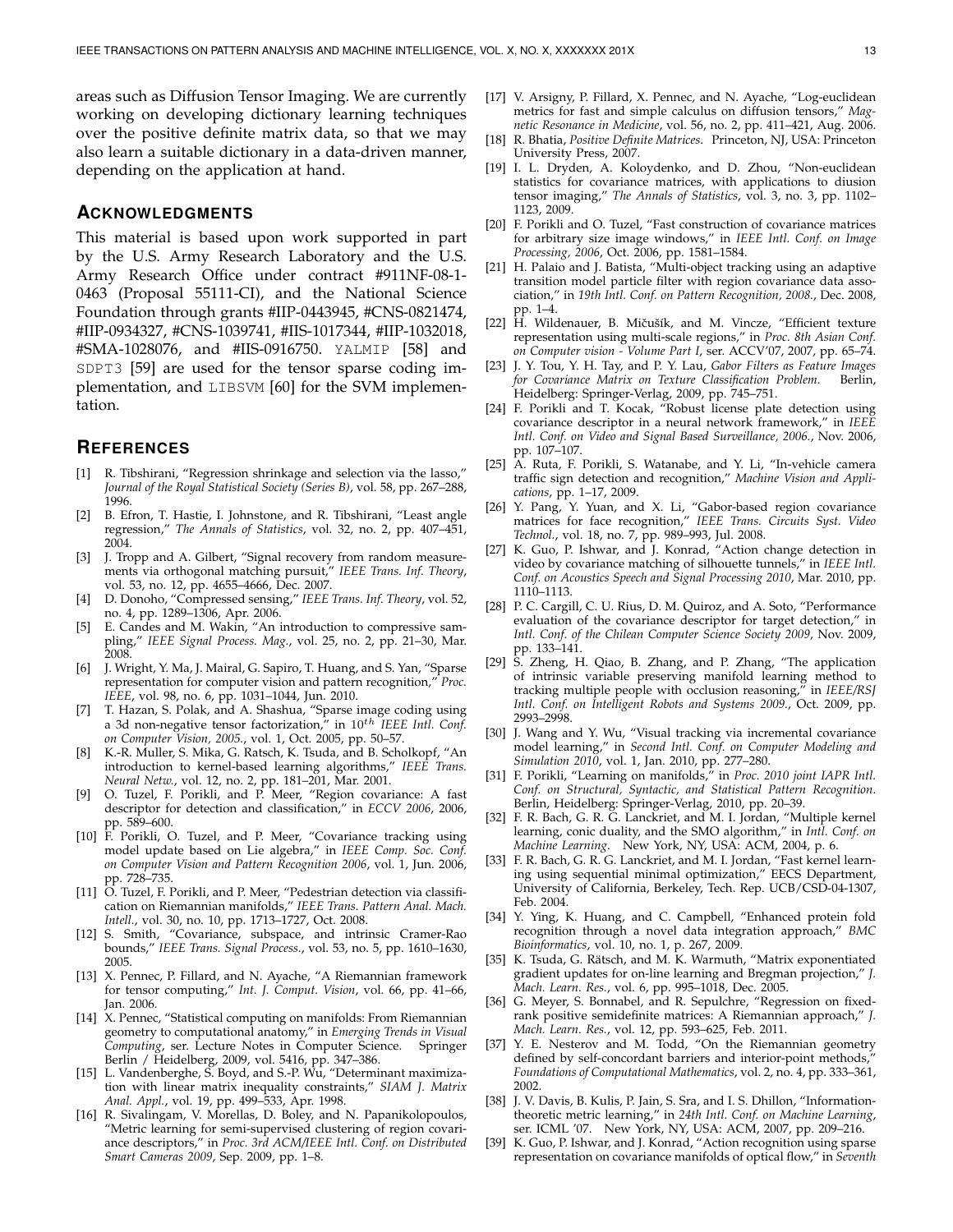areas such as Diffusion Tensor Imaging. We are currently working on developing dictionary learning techniques over the positive definite matrix data, so that we may also learn a suitable dictionary in a data-driven manner, depending on the application at hand.

## Acknowledgments

This material is based upon work supported in part by the U.S. Army Research Laboratory and the U.S. Army Research Office under contract #911NF-08-1-0463 (Proposal 55111-CI), and the National Science Foundation through grants #IIP-0443945, #CNS-0821474, #IIP-0934327, #CNS-1039741, #IIS-1017344, #IIP-1032018, #SMA-1028076, and #IIS-0916750. `YALMIP` [58] and `SDPT3` [59] are used for the tensor sparse coding implementation, and `LIBSVM` [60] for the SVM implementation.

## References

[1] R. Tibshirani, "Regression shrinkage and selection via the lasso," *Journal of the Royal Statistical Society (Series B)*, vol. 58, pp. 267–288, 1996.

[2] B. Efron, T. Hastie, I. Johnstone, and R. Tibshirani, "Least angle regression," *The Annals of Statistics*, vol. 32, no. 2, pp. 407–451, 2004.

[3] J. Tropp and A. Gilbert, "Signal recovery from random measurements via orthogonal matching pursuit," *IEEE Trans. Inf. Theory*, vol. 53, no. 12, pp. 4655–4666, Dec. 2007.

[4] D. Donoho, "Compressed sensing," *IEEE Trans. Inf. Theory*, vol. 52, no. 4, pp. 1289–1306, Apr. 2006.

[5] E. Candes and M. Wakin, "An introduction to compressive sampling," *IEEE Signal Process. Mag.*, vol. 25, no. 2, pp. 21–30, Mar. 2008.

[6] J. Wright, Y. Ma, J. Mairal, G. Sapiro, T. Huang, and S. Yan, "Sparse representation for computer vision and pattern recognition," *Proc. IEEE*, vol. 98, no. 6, pp. 1031–1044, Jun. 2010.

[7] T. Hazan, S. Polak, and A. Shashua, "Sparse image coding using a 3d non-negative tensor factorization," in $10^{th}$ *IEEE Intl. Conf. on Computer Vision, 2005.*, vol. 1, Oct. 2005, pp. 50–57.

[8] K.-R. Muller, S. Mika, G. Ratsch, K. Tsuda, and B. Scholkopf, "An introduction to kernel-based learning algorithms," *IEEE Trans. Neural Netw.*, vol. 12, no. 2, pp. 181–201, Mar. 2001.

[9] O. Tuzel, F. Porikli, and P. Meer, "Region covariance: A fast descriptor for detection and classification," in *ECCV 2006*, 2006, pp. 589–600.

[10] F. Porikli, O. Tuzel, and P. Meer, "Covariance tracking using model update based on Lie algebra," in *IEEE Comp. Soc. Conf. on Computer Vision and Pattern Recognition 2006*, vol. 1, Jun. 2006, pp. 728–735.

[11] O. Tuzel, F. Porikli, and P. Meer, "Pedestrian detection via classification on Riemannian manifolds," *IEEE Trans. Pattern Anal. Mach. Intell.*, vol. 30, no. 10, pp. 1713–1727, Oct. 2008.

[12] S. Smith, "Covariance, subspace, and intrinsic Cramer-Rao bounds," *IEEE Trans. Signal Process.*, vol. 53, no. 5, pp. 1610–1630, 2005.

[13] X. Pennec, P. Fillard, and N. Ayache, "A Riemannian framework for tensor computing," *Int. J. Comput. Vision*, vol. 66, pp. 41–66, Jan. 2006.

[14] X. Pennec, "Statistical computing on manifolds: From Riemannian geometry to computational anatomy," in *Emerging Trends in Visual Computing*, ser. Lecture Notes in Computer Science. Springer Berlin / Heidelberg, 2009, vol. 5416, pp. 347–386.

[15] L. Vandenberghe, S. Boyd, and S.-P. Wu, "Determinant maximization with linear matrix inequality constraints," *SIAM J. Matrix Anal. Appl.*, vol. 19, pp. 499–533, Apr. 1998.

[16] R. Sivalingam, V. Morellas, D. Boley, and N. Papanikolopoulos, "Metric learning for semi-supervised clustering of region covariance descriptors," in *Proc. 3rd ACM/IEEE Intl. Conf. on Distributed Smart Cameras 2009*, Sep. 2009, pp. 1–8.

[17] V. Arsigny, P. Fillard, X. Pennec, and N. Ayache, "Log-euclidean metrics for fast and simple calculus on diffusion tensors," *Magnetic Resonance in Medicine*, vol. 56, no. 2, pp. 411–421, Aug. 2006.

[18] R. Bhatia, *Positive Definite Matrices*. Princeton, NJ, USA: Princeton University Press, 2007.

[19] I. L. Dryden, A. Koloydenko, and D. Zhou, "Non-euclidean statistics for covariance matrices, with applications to diusion tensor imaging," *The Annals of Statistics*, vol. 3, no. 3, pp. 1102–1123, 2009.

[20] F. Porikli and O. Tuzel, "Fast construction of covariance matrices for arbitrary size image windows," in *IEEE Intl. Conf. on Image Processing, 2006*, Oct. 2006, pp. 1581–1584.

[21] H. Palaio and J. Batista, "Multi-object tracking using an adaptive transition model particle filter with region covariance data association," in *19th Intl. Conf. on Pattern Recognition, 2008.*, Dec. 2008, pp. 1–4.

[22] H. Wildenauer, B. Mičušík, and M. Vincze, "Efficient texture representation using multi-scale regions," in *Proc. 8th Asian Conf. on Computer vision - Volume Part I*, ser. ACCV'07, 2007, pp. 65–74.

[23] J. Y. Tou, Y. H. Tay, and P. Y. Lau, *Gabor Filters as Feature Images for Covariance Matrix on Texture Classification Problem*. Berlin, Heidelberg: Springer-Verlag, 2009, pp. 745–751.

[24] F. Porikli and T. Kocak, "Robust license plate detection using covariance descriptor in a neural network framework," in *IEEE Intl. Conf. on Video and Signal Based Surveillance, 2006.*, Nov. 2006, pp. 107–107.

[25] A. Ruta, F. Porikli, S. Watanabe, and Y. Li, "In-vehicle camera traffic sign detection and recognition," *Machine Vision and Applications*, pp. 1–17, 2009.

[26] Y. Pang, Y. Yuan, and X. Li, "Gabor-based region covariance matrices for face recognition," *IEEE Trans. Circuits Syst. Video Technol.*, vol. 18, no. 7, pp. 989–993, Jul. 2008.

[27] K. Guo, P. Ishwar, and J. Konrad, "Action change detection in video by covariance matching of silhouette tunnels," in *IEEE Intl. Conf. on Acoustics Speech and Signal Processing 2010*, Mar. 2010, pp. 1110–1113.

[28] P. C. Cargill, C. U. Rius, D. M. Quiroz, and A. Soto, "Performance evaluation of the covariance descriptor for target detection," in *Intl. Conf. of the Chilean Computer Science Society 2009*, Nov. 2009, pp. 133–141.

[29] S. Zheng, H. Qiao, B. Zhang, and P. Zhang, "The application of intrinsic variable preserving manifold learning method to tracking multiple people with occlusion reasoning," in *IEEE/RSJ Intl. Conf. on Intelligent Robots and Systems 2009.*, Oct. 2009, pp. 2993–2998.

[30] J. Wang and Y. Wu, "Visual tracking via incremental covariance model learning," in *Second Intl. Conf. on Computer Modeling and Simulation 2010*, vol. 1, Jan. 2010, pp. 277–280.

[31] F. Porikli, "Learning on manifolds," in *Proc. 2010 joint IAPR Intl. Conf. on Structural, Syntactic, and Statistical Pattern Recognition*. Berlin, Heidelberg: Springer-Verlag, 2010, pp. 20–39.

[32] F. R. Bach, G. R. G. Lanckriet, and M. I. Jordan, "Multiple kernel learning, conic duality, and the SMO algorithm," in *Intl. Conf. on Machine Learning*. New York, NY, USA: ACM, 2004, p. 6.

[33] F. R. Bach, G. R. G. Lanckriet, and M. I. Jordan, "Fast kernel learning using sequential minimal optimization," EECS Department, University of California, Berkeley, Tech. Rep. UCB/CSD-04-1307, Feb. 2004.

[34] Y. Ying, K. Huang, and C. Campbell, "Enhanced protein fold recognition through a novel data integration approach," *BMC Bioinformatics*, vol. 10, no. 1, p. 267, 2009.

[35] K. Tsuda, G. Rätsch, and M. K. Warmuth, "Matrix exponentiated gradient updates for on-line learning and Bregman projection," *J. Mach. Learn. Res.*, vol. 6, pp. 995–1018, Dec. 2005.

[36] G. Meyer, S. Bonnabel, and R. Sepulchre, "Regression on fixed-rank positive semidefinite matrices: A Riemannian approach," *J. Mach. Learn. Res.*, vol. 12, pp. 593–625, Feb. 2011.

[37] Y. E. Nesterov and M. Todd, "On the Riemannian geometry defined by self-concordant barriers and interior-point methods," *Foundations of Computational Mathematics*, vol. 2, no. 4, pp. 333–361, 2002.

[38] J. V. Davis, B. Kulis, P. Jain, S. Sra, and I. S. Dhillon, "Information-theoretic metric learning," in *24th Intl. Conf. on Machine Learning*, ser. ICML '07. New York, NY, USA: ACM, 2007, pp. 209–216.

[39] K. Guo, P. Ishwar, and J. Konrad, "Action recognition using sparse representation on covariance manifolds of optical flow," in *Seventh*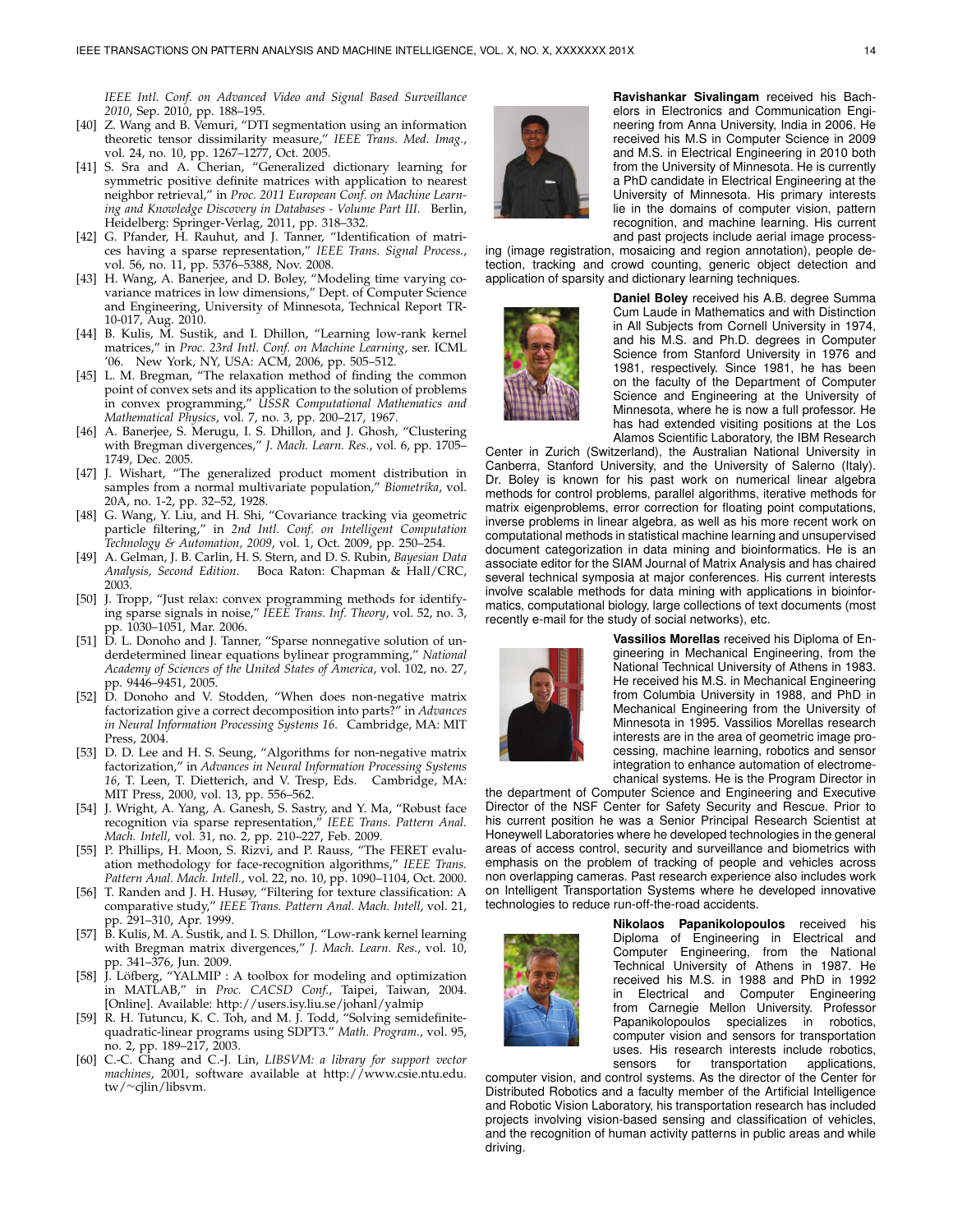*IEEE Intl. Conf. on Advanced Video and Signal Based Surveillance 2010*, Sep. 2010, pp. 188–195.

[40] Z. Wang and B. Vemuri, "DTI segmentation using an information theoretic tensor dissimilarity measure," *IEEE Trans. Med. Imag.*, vol. 24, no. 10, pp. 1267–1277, Oct. 2005.

[41] S. Sra and A. Cherian, "Generalized dictionary learning for symmetric positive definite matrices with application to nearest neighbor retrieval," in *Proc. 2011 European Conf. on Machine Learning and Knowledge Discovery in Databases - Volume Part III*. Berlin, Heidelberg: Springer-Verlag, 2011, pp. 318–332.

[42] G. Pfander, H. Rauhut, and J. Tanner, "Identification of matrices having a sparse representation," *IEEE Trans. Signal Process.*, vol. 56, no. 11, pp. 5376–5388, Nov. 2008.

[43] H. Wang, A. Banerjee, and D. Boley, "Modeling time varying covariance matrices in low dimensions," Dept. of Computer Science and Engineering, University of Minnesota, Technical Report TR-10-017, Aug. 2010.

[44] B. Kulis, M. Sustik, and I. Dhillon, "Learning low-rank kernel matrices," in *Proc. 23rd Intl. Conf. on Machine Learning*, ser. ICML '06. New York, NY, USA: ACM, 2006, pp. 505–512.

[45] L. M. Bregman, "The relaxation method of finding the common point of convex sets and its application to the solution of problems in convex programming," *USSR Computational Mathematics and Mathematical Physics*, vol. 7, no. 3, pp. 200–217, 1967.

[46] A. Banerjee, S. Merugu, I. S. Dhillon, and J. Ghosh, "Clustering with Bregman divergences," *J. Mach. Learn. Res.*, vol. 6, pp. 1705–1749, Dec. 2005.

[47] J. Wishart, "The generalized product moment distribution in samples from a normal multivariate population," *Biometrika*, vol. 20A, no. 1-2, pp. 32–52, 1928.

[48] G. Wang, Y. Liu, and H. Shi, "Covariance tracking via geometric particle filtering," in *2nd Intl. Conf. on Intelligent Computation Technology & Automation, 2009*, vol. 1, Oct. 2009, pp. 250–254.

[49] A. Gelman, J. B. Carlin, H. S. Stern, and D. S. Rubin, *Bayesian Data Analysis, Second Edition*. Boca Raton: Chapman & Hall/CRC, 2003.

[50] J. Tropp, "Just relax: convex programming methods for identifying sparse signals in noise," *IEEE Trans. Inf. Theory*, vol. 52, no. 3, pp. 1030–1051, Mar. 2006.

[51] D. L. Donoho and J. Tanner, "Sparse nonnegative solution of underdetermined linear equations bylinear programming," *National Academy of Sciences of the United States of America*, vol. 102, no. 27, pp. 9446–9451, 2005.

[52] D. Donoho and V. Stodden, "When does non-negative matrix factorization give a correct decomposition into parts?" in *Advances in Neural Information Processing Systems 16*. Cambridge, MA: MIT Press, 2004.

[53] D. D. Lee and H. S. Seung, "Algorithms for non-negative matrix factorization," in *Advances in Neural Information Processing Systems 16*, T. Leen, T. Dietterich, and V. Tresp, Eds. Cambridge, MA: MIT Press, 2000, vol. 13, pp. 556–562.

[54] J. Wright, A. Yang, A. Ganesh, S. Sastry, and Y. Ma, "Robust face recognition via sparse representation," *IEEE Trans. Pattern Anal. Mach. Intell*, vol. 31, no. 2, pp. 210–227, Feb. 2009.

[55] P. Phillips, H. Moon, S. Rizvi, and P. Rauss, "The FERET evaluation methodology for face-recognition algorithms," *IEEE Trans. Pattern Anal. Mach. Intell.*, vol. 22, no. 10, pp. 1090–1104, Oct. 2000.

[56] T. Randen and J. H. Husøy, "Filtering for texture classification: A comparative study," *IEEE Trans. Pattern Anal. Mach. Intell*, vol. 21, pp. 291–310, Apr. 1999.

[57] B. Kulis, M. A. Sustik, and I. S. Dhillon, "Low-rank kernel learning with Bregman matrix divergences," *J. Mach. Learn. Res.*, vol. 10, pp. 341–376, Jun. 2009.

[58] J. Löfberg, "YALMIP : A toolbox for modeling and optimization in MATLAB," in *Proc. CACSD Conf.*, Taipei, Taiwan, 2004. [Online]. Available: http://users.isy.liu.se/johanl/yalmip

[59] R. H. Tutuncu, K. C. Toh, and M. J. Todd, "Solving semidefinite-quadratic-linear programs using SDPT3." *Math. Program.*, vol. 95, no. 2, pp. 189–217, 2003.

[60] C.-C. Chang and C.-J. Lin, *LIBSVM: a library for support vector machines*, 2001, software available at http://www.csie.ntu.edu.tw/~cjlin/libsvm.

**Ravishankar Sivalingam** received his Bachelors in Electronics and Communication Engineering from Anna University, India in 2006. He received his M.S in Computer Science in 2009 and M.S. in Electrical Engineering in 2010 both from the University of Minnesota. He is currently a PhD candidate in Electrical Engineering at the University of Minnesota. His primary interests lie in the domains of computer vision, pattern recognition, and machine learning. His current and past projects include aerial image processing (image registration, mosaicing and region annotation), people detection, tracking and crowd counting, generic object detection and application of sparsity and dictionary learning techniques.

**Daniel Boley** received his A.B. degree Summa Cum Laude in Mathematics and with Distinction in All Subjects from Cornell University in 1974, and his M.S. and Ph.D. degrees in Computer Science from Stanford University in 1976 and 1981, respectively. Since 1981, he has been on the faculty of the Department of Computer Science and Engineering at the University of Minnesota, where he is now a full professor. He has had extended visiting positions at the Los Alamos Scientific Laboratory, the IBM Research Center in Zurich (Switzerland), the Australian National University in Canberra, Stanford University, and the University of Salerno (Italy). Dr. Boley is known for his past work on numerical linear algebra methods for control problems, parallel algorithms, iterative methods for matrix eigenproblems, error correction for floating point computations, inverse problems in linear algebra, as well as his more recent work on computational methods in statistical machine learning and unsupervised document categorization in data mining and bioinformatics. He is an associate editor for the SIAM Journal of Matrix Analysis and has chaired several technical symposia at major conferences. His current interests involve scalable methods for data mining with applications in bioinformatics, computational biology, large collections of text documents (most recently e-mail for the study of social networks), etc.

**Vassilios Morellas** received his Diploma of Engineering in Mechanical Engineering, from the National Technical University of Athens in 1983. He received his M.S. in Mechanical Engineering from Columbia University in 1988, and PhD in Mechanical Engineering from the University of Minnesota in 1995. Vassilios Morellas research interests are in the area of geometric image processing, machine learning, robotics and sensor integration to enhance automation of electromechanical systems. He is the Program Director in the department of Computer Science and Engineering and Executive Director of the NSF Center for Safety Security and Rescue. Prior to his current position he was a Senior Principal Research Scientist at Honeywell Laboratories where he developed technologies in the general areas of access control, security and surveillance and biometrics with emphasis on the problem of tracking of people and vehicles across non overlapping cameras. Past research experience also includes work on Intelligent Transportation Systems where he developed innovative technologies to reduce run-off-the-road accidents.

**Nikolaos Papanikolopoulos** received his Diploma of Engineering in Electrical and Computer Engineering, from the National Technical University of Athens in 1987. He received his M.S. in 1988 and PhD in 1992 in Electrical and Computer Engineering from Carnegie Mellon University. Professor Papanikolopoulos specializes in robotics, computer vision and sensors for transportation uses. His research interests include robotics, sensors for transportation applications, computer vision, and control systems. As the director of the Center for Distributed Robotics and a faculty member of the Artificial Intelligence and Robotic Vision Laboratory, his transportation research has included projects involving vision-based sensing and classification of vehicles, and the recognition of human activity patterns in public areas and while driving.